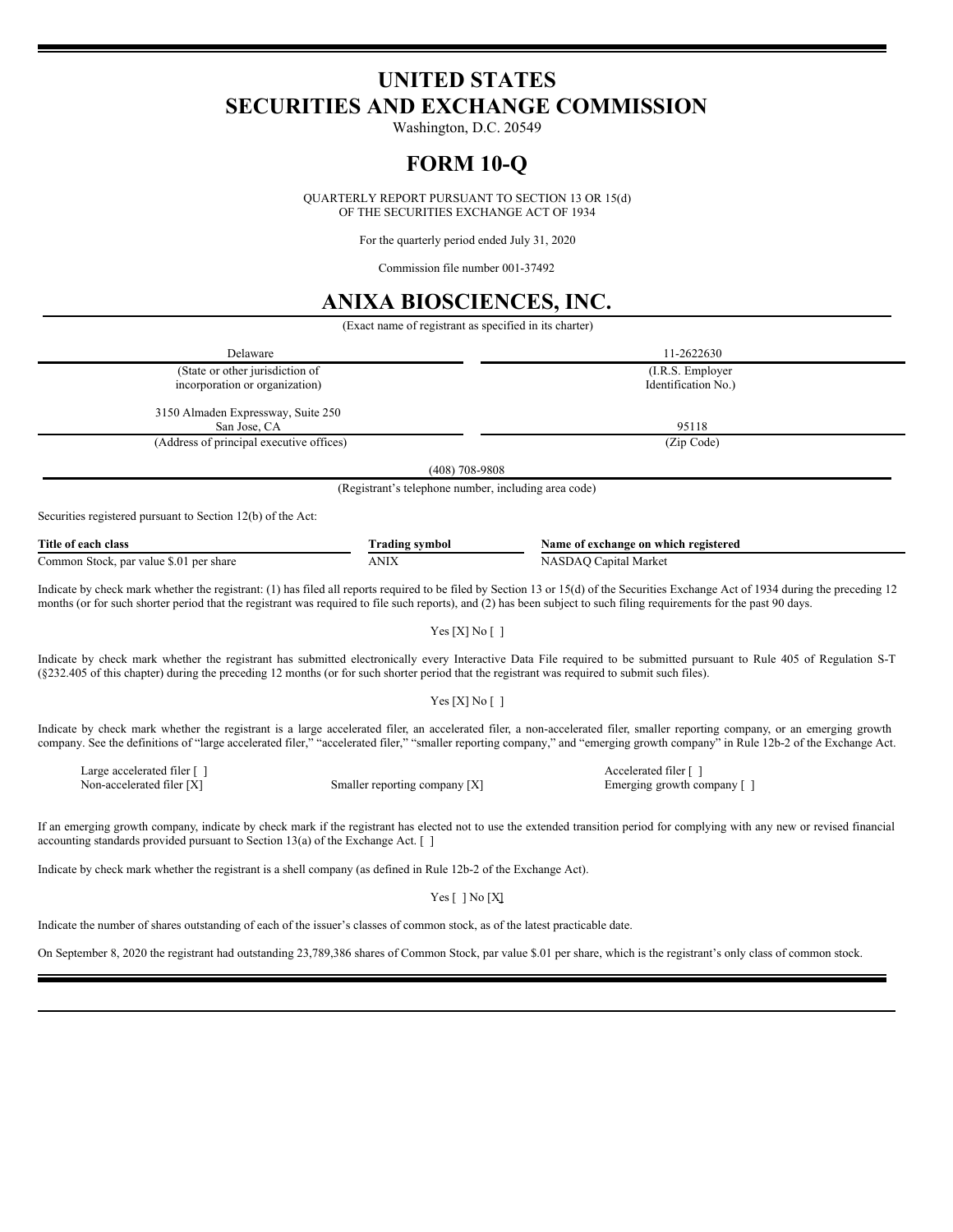# UNITED STATES
# SECURITIES AND EXCHANGE COMMISSION

Washington, D.C. 20549

# FORM 10-Q

QUARTERLY REPORT PURSUANT TO SECTION 13 OR 15(d)
OF THE SECURITIES EXCHANGE ACT OF 1934

For the quarterly period ended July 31, 2020

Commission file number 001-37492

# ANIXA BIOSCIENCES, INC.

(Exact name of registrant as specified in its charter)

| Delaware | 11-2622630 |
|---|---|
| (State or other jurisdiction of incorporation or organization) | (I.R.S. Employer Identification No.) |
| 3150 Almaden Expressway, Suite 250 San Jose, CA | 95118 |
| (Address of principal executive offices) | (Zip Code) |

(408) 708-9808

(Registrant's telephone number, including area code)

Securities registered pursuant to Section 12(b) of the Act:

| Title of each class | Trading symbol | Name of exchange on which registered |
|---|---|---|
| Common Stock, par value $.01 per share | ANIX | NASDAQ Capital Market |

Indicate by check mark whether the registrant: (1) has filed all reports required to be filed by Section 13 or 15(d) of the Securities Exchange Act of 1934 during the preceding 12 months (or for such shorter period that the registrant was required to file such reports), and (2) has been subject to such filing requirements for the past 90 days.

Yes [X] No [ ]

Indicate by check mark whether the registrant has submitted electronically every Interactive Data File required to be submitted pursuant to Rule 405 of Regulation S-T (§232.405 of this chapter) during the preceding 12 months (or for such shorter period that the registrant was required to submit such files).

Yes [X] No [ ]

Indicate by check mark whether the registrant is a large accelerated filer, an accelerated filer, a non-accelerated filer, smaller reporting company, or an emerging growth company. See the definitions of "large accelerated filer," "accelerated filer," "smaller reporting company," and "emerging growth company" in Rule 12b-2 of the Exchange Act.

| Large accelerated filer [ ] | | Accelerated filer [ ] |
|---|---|---|
| Non-accelerated filer [X] | Smaller reporting company [X] | Emerging growth company [ ] |

If an emerging growth company, indicate by check mark if the registrant has elected not to use the extended transition period for complying with any new or revised financial accounting standards provided pursuant to Section 13(a) of the Exchange Act. [ ]

Indicate by check mark whether the registrant is a shell company (as defined in Rule 12b-2 of the Exchange Act).

Yes [ ] No [X]

Indicate the number of shares outstanding of each of the issuer's classes of common stock, as of the latest practicable date.

On September 8, 2020 the registrant had outstanding 23,789,386 shares of Common Stock, par value $.01 per share, which is the registrant's only class of common stock.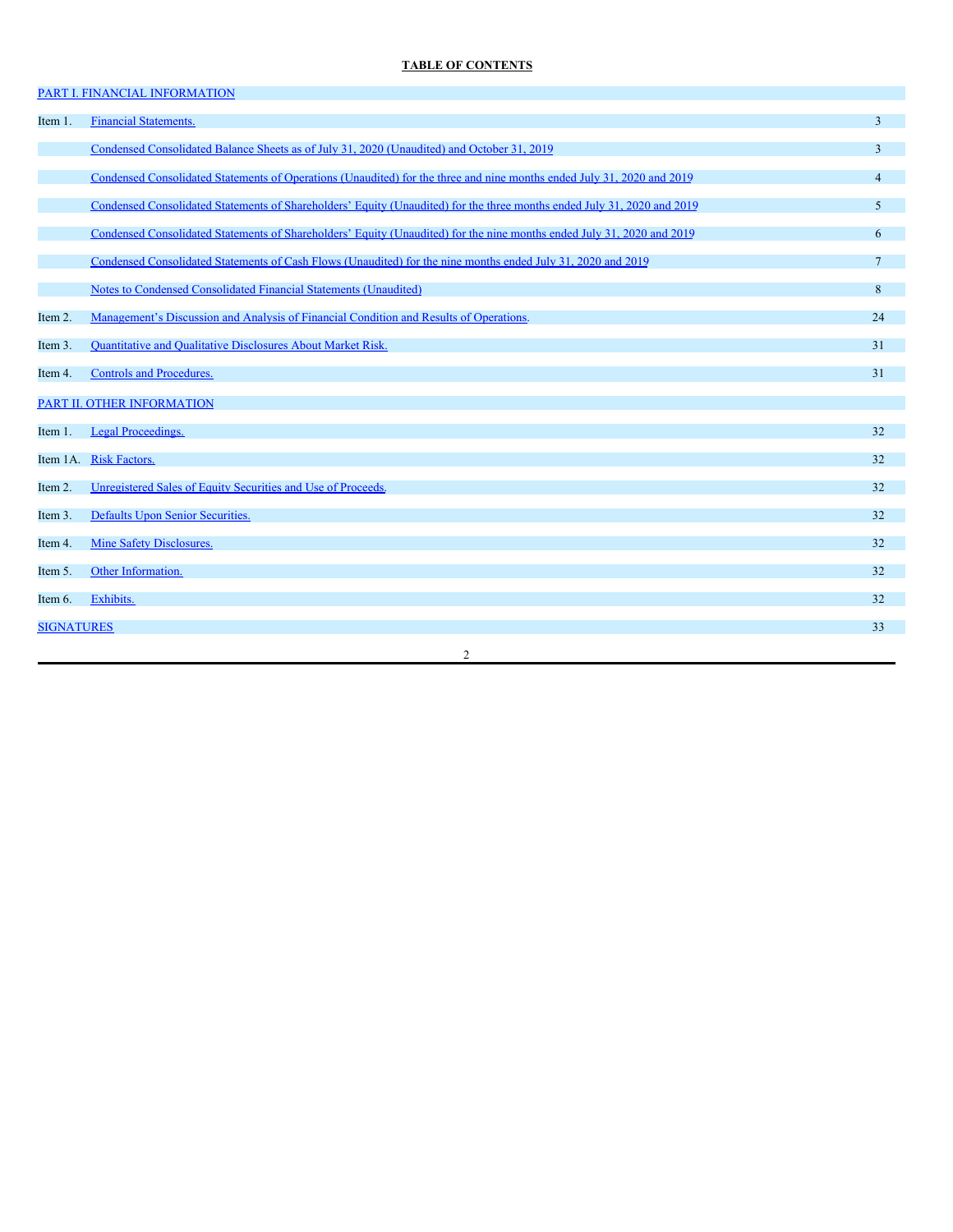**TABLE OF CONTENTS**

| | | |
|---|---|---|
| PART I. FINANCIAL INFORMATION | | |
| Item 1. | Financial Statements. | 3 |
| | Condensed Consolidated Balance Sheets as of July 31, 2020 (Unaudited) and October 31, 2019 | 3 |
| | Condensed Consolidated Statements of Operations (Unaudited) for the three and nine months ended July 31, 2020 and 2019 | 4 |
| | Condensed Consolidated Statements of Shareholders' Equity (Unaudited) for the three months ended July 31, 2020 and 2019 | 5 |
| | Condensed Consolidated Statements of Shareholders' Equity (Unaudited) for the nine months ended July 31, 2020 and 2019 | 6 |
| | Condensed Consolidated Statements of Cash Flows (Unaudited) for the nine months ended July 31, 2020 and 2019 | 7 |
| | Notes to Condensed Consolidated Financial Statements (Unaudited) | 8 |
| Item 2. | Management's Discussion and Analysis of Financial Condition and Results of Operations. | 24 |
| Item 3. | Quantitative and Qualitative Disclosures About Market Risk. | 31 |
| Item 4. | Controls and Procedures. | 31 |
| PART II. OTHER INFORMATION | | |
| Item 1. | Legal Proceedings. | 32 |
| Item 1A. | Risk Factors. | 32 |
| Item 2. | Unregistered Sales of Equity Securities and Use of Proceeds. | 32 |
| Item 3. | Defaults Upon Senior Securities. | 32 |
| Item 4. | Mine Safety Disclosures. | 32 |
| Item 5. | Other Information. | 32 |
| Item 6. | Exhibits. | 32 |
| SIGNATURES | | 33 |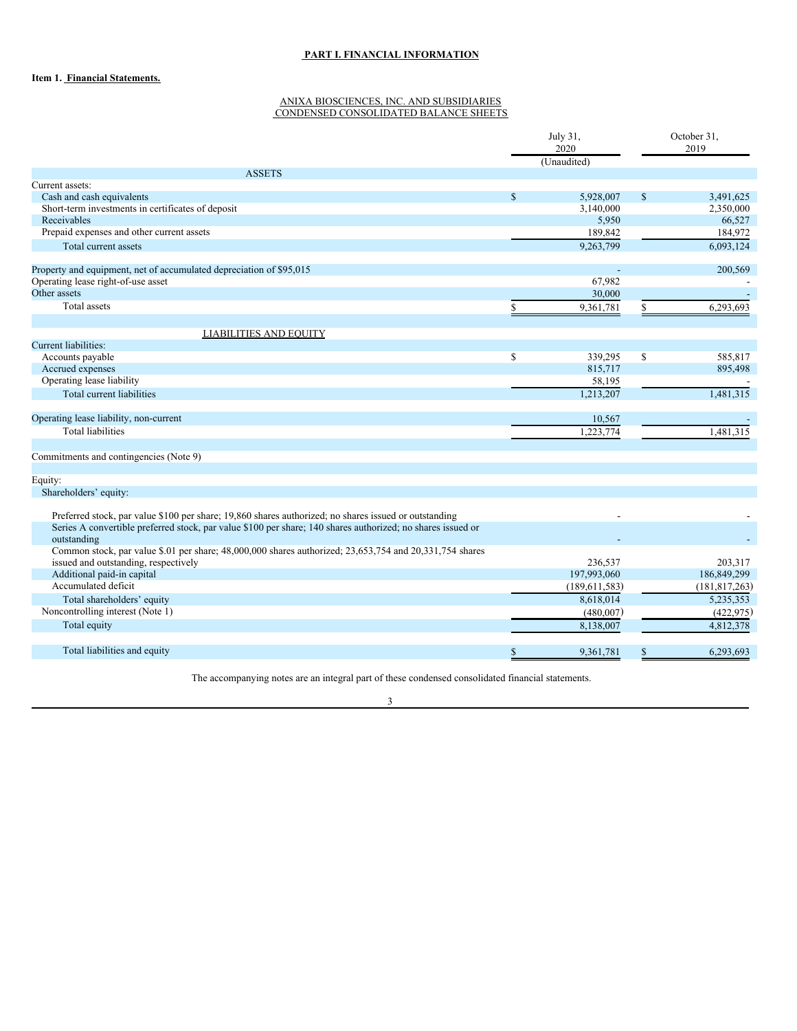**PART I. FINANCIAL INFORMATION**

**Item 1. Financial Statements.**

ANIXA BIOSCIENCES, INC. AND SUBSIDIARIES
CONDENSED CONSOLIDATED BALANCE SHEETS

| | July 31, 2020 (Unaudited) | October 31, 2019 |
|---|---|---|
| **ASSETS** | | |
| Current assets: | | |
| Cash and cash equivalents | $ 5,928,007 | $ 3,491,625 |
| Short-term investments in certificates of deposit | 3,140,000 | 2,350,000 |
| Receivables | 5,950 | 66,527 |
| Prepaid expenses and other current assets | 189,842 | 184,972 |
| Total current assets | 9,263,799 | 6,093,124 |
| | | |
| Property and equipment, net of accumulated depreciation of $95,015 | - | 200,569 |
| Operating lease right-of-use asset | 67,982 | - |
| Other assets | 30,000 | - |
| Total assets | $ 9,361,781 | $ 6,293,693 |
| | | |
| **LIABILITIES AND EQUITY** | | |
| Current liabilities: | | |
| Accounts payable | $ 339,295 | $ 585,817 |
| Accrued expenses | 815,717 | 895,498 |
| Operating lease liability | 58,195 | - |
| Total current liabilities | 1,213,207 | 1,481,315 |
| | | |
| Operating lease liability, non-current | 10,567 | - |
| Total liabilities | 1,223,774 | 1,481,315 |
| | | |
| Commitments and contingencies (Note 9) | | |
| | | |
| Equity: | | |
| Shareholders' equity: | | |
| Preferred stock, par value $100 per share; 19,860 shares authorized; no shares issued or outstanding | - | - |
| Series A convertible preferred stock, par value $100 per share; 140 shares authorized; no shares issued or outstanding | - | - |
| Common stock, par value $.01 per share; 48,000,000 shares authorized; 23,653,754 and 20,331,754 shares issued and outstanding, respectively | 236,537 | 203,317 |
| Additional paid-in capital | 197,993,060 | 186,849,299 |
| Accumulated deficit | (189,611,583) | (181,817,263) |
| Total shareholders' equity | 8,618,014 | 5,235,353 |
| Noncontrolling interest (Note 1) | (480,007) | (422,975) |
| Total equity | 8,138,007 | 4,812,378 |
| | | |
| Total liabilities and equity | $ 9,361,781 | $ 6,293,693 |

The accompanying notes are an integral part of these condensed consolidated financial statements.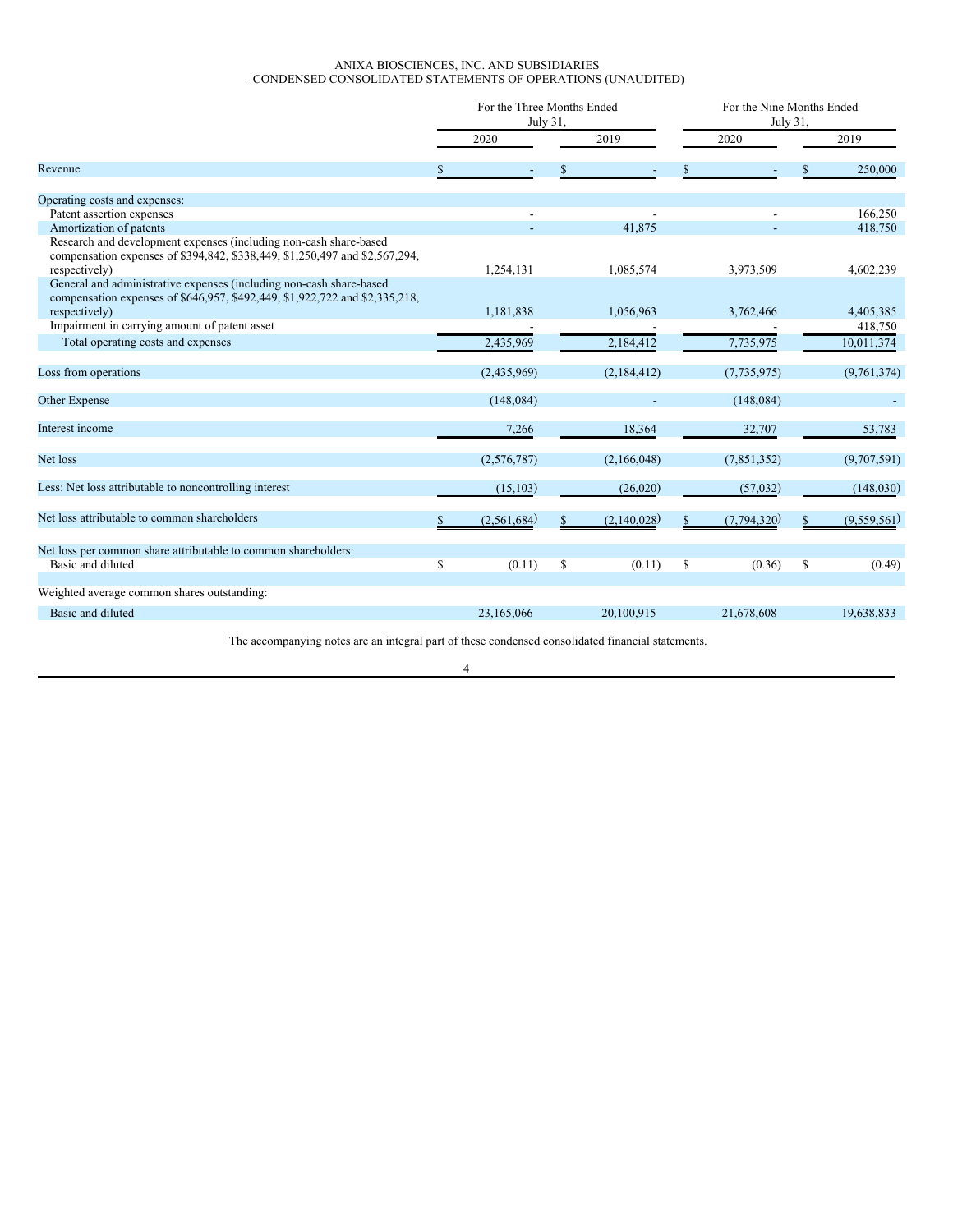# ANIXA BIOSCIENCES, INC. AND SUBSIDIARIES
## CONDENSED CONSOLIDATED STATEMENTS OF OPERATIONS (UNAUDITED)

| | For the Three Months Ended July 31, | | For the Nine Months Ended July 31, | |
|---|---|---|---|---|
| | 2020 | 2019 | 2020 | 2019 |
| Revenue | $ - | $ - | $ - | $ 250,000 |
| Operating costs and expenses: | | | | |
| Patent assertion expenses | - | - | - | 166,250 |
| Amortization of patents | - | 41,875 | - | 418,750 |
| Research and development expenses (including non-cash share-based compensation expenses of $394,842, $338,449, $1,250,497 and $2,567,294, respectively) | 1,254,131 | 1,085,574 | 3,973,509 | 4,602,239 |
| General and administrative expenses (including non-cash share-based compensation expenses of $646,957, $492,449, $1,922,722 and $2,335,218, respectively) | 1,181,838 | 1,056,963 | 3,762,466 | 4,405,385 |
| Impairment in carrying amount of patent asset | - | - | - | 418,750 |
| Total operating costs and expenses | 2,435,969 | 2,184,412 | 7,735,975 | 10,011,374 |
| Loss from operations | (2,435,969) | (2,184,412) | (7,735,975) | (9,761,374) |
| Other Expense | (148,084) | - | (148,084) | - |
| Interest income | 7,266 | 18,364 | 32,707 | 53,783 |
| Net loss | (2,576,787) | (2,166,048) | (7,851,352) | (9,707,591) |
| Less: Net loss attributable to noncontrolling interest | (15,103) | (26,020) | (57,032) | (148,030) |
| Net loss attributable to common shareholders | $ (2,561,684) | $ (2,140,028) | $ (7,794,320) | $ (9,559,561) |
| Net loss per common share attributable to common shareholders: | | | | |
| Basic and diluted | $ (0.11) | $ (0.11) | $ (0.36) | $ (0.49) |
| Weighted average common shares outstanding: | | | | |
| Basic and diluted | 23,165,066 | 20,100,915 | 21,678,608 | 19,638,833 |

The accompanying notes are an integral part of these condensed consolidated financial statements.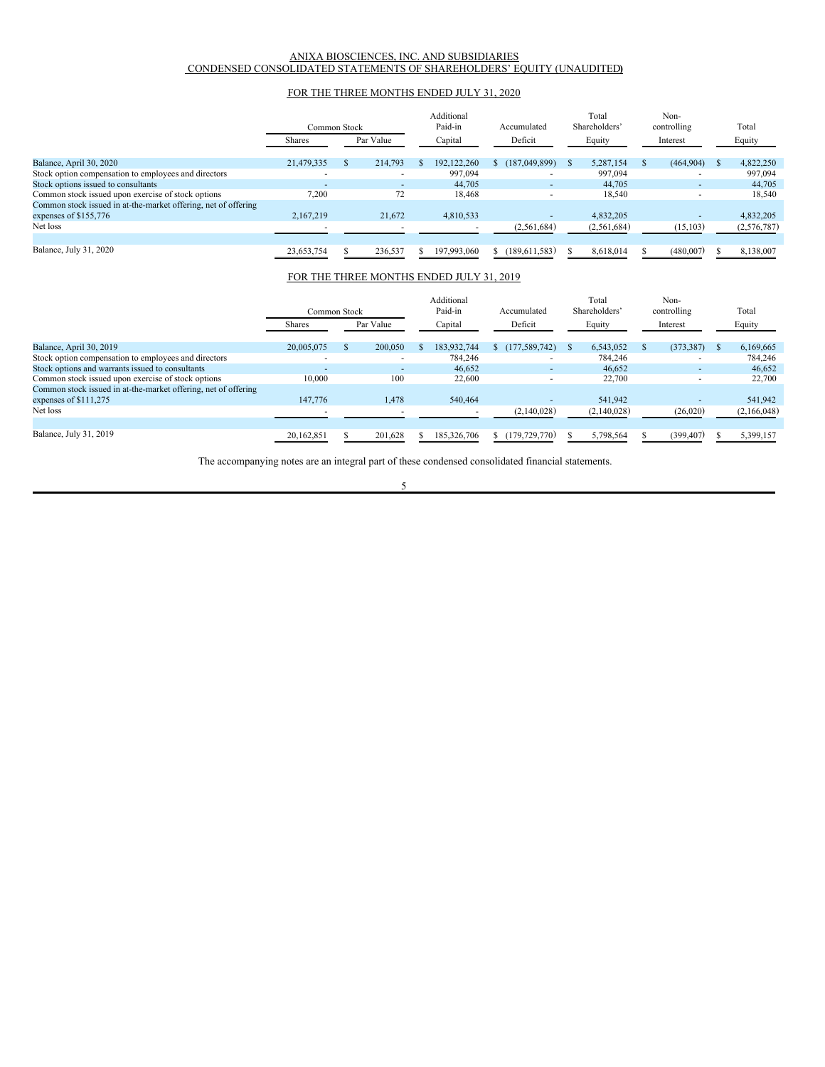ANIXA BIOSCIENCES, INC. AND SUBSIDIARIES
CONDENSED CONSOLIDATED STATEMENTS OF SHAREHOLDERS' EQUITY (UNAUDITED)

FOR THE THREE MONTHS ENDED JULY 31, 2020

| | Common Stock | | Additional Paid-in | Accumulated | Total Shareholders' | Non-controlling | Total |
|---|---|---|---|---|---|---|---|
| | Shares | Par Value | Capital | Deficit | Equity | Interest | Equity |
| Balance, April 30, 2020 | 21,479,335 | $ 214,793 | $ 192,122,260 | $ (187,049,899) | $ 5,287,154 | $ (464,904) | $ 4,822,250 |
| Stock option compensation to employees and directors | - | - | 997,094 | - | 997,094 | - | 997,094 |
| Stock options issued to consultants | - | - | 44,705 | - | 44,705 | - | 44,705 |
| Common stock issued upon exercise of stock options | 7,200 | 72 | 18,468 | - | 18,540 | - | 18,540 |
| Common stock issued in at-the-market offering, net of offering expenses of $155,776 | 2,167,219 | 21,672 | 4,810,533 | - | 4,832,205 | - | 4,832,205 |
| Net loss | - | - | - | (2,561,684) | (2,561,684) | (15,103) | (2,576,787) |
| Balance, July 31, 2020 | 23,653,754 | $ 236,537 | $ 197,993,060 | $ (189,611,583) | $ 8,618,014 | $ (480,007) | $ 8,138,007 |

FOR THE THREE MONTHS ENDED JULY 31, 2019

| | Common Stock | | Additional Paid-in | Accumulated | Total Shareholders' | Non-controlling | Total |
|---|---|---|---|---|---|---|---|
| | Shares | Par Value | Capital | Deficit | Equity | Interest | Equity |
| Balance, April 30, 2019 | 20,005,075 | $ 200,050 | $ 183,932,744 | $ (177,589,742) | $ 6,543,052 | $ (373,387) | $ 6,169,665 |
| Stock option compensation to employees and directors | - | - | 784,246 | - | 784,246 | - | 784,246 |
| Stock options and warrants issued to consultants | - | - | 46,652 | - | 46,652 | - | 46,652 |
| Common stock issued upon exercise of stock options | 10,000 | 100 | 22,600 | - | 22,700 | - | 22,700 |
| Common stock issued in at-the-market offering, net of offering expenses of $111,275 | 147,776 | 1,478 | 540,464 | - | 541,942 | - | 541,942 |
| Net loss | - | - | - | (2,140,028) | (2,140,028) | (26,020) | (2,166,048) |
| Balance, July 31, 2019 | 20,162,851 | $ 201,628 | $ 185,326,706 | $ (179,729,770) | $ 5,798,564 | $ (399,407) | $ 5,399,157 |

The accompanying notes are an integral part of these condensed consolidated financial statements.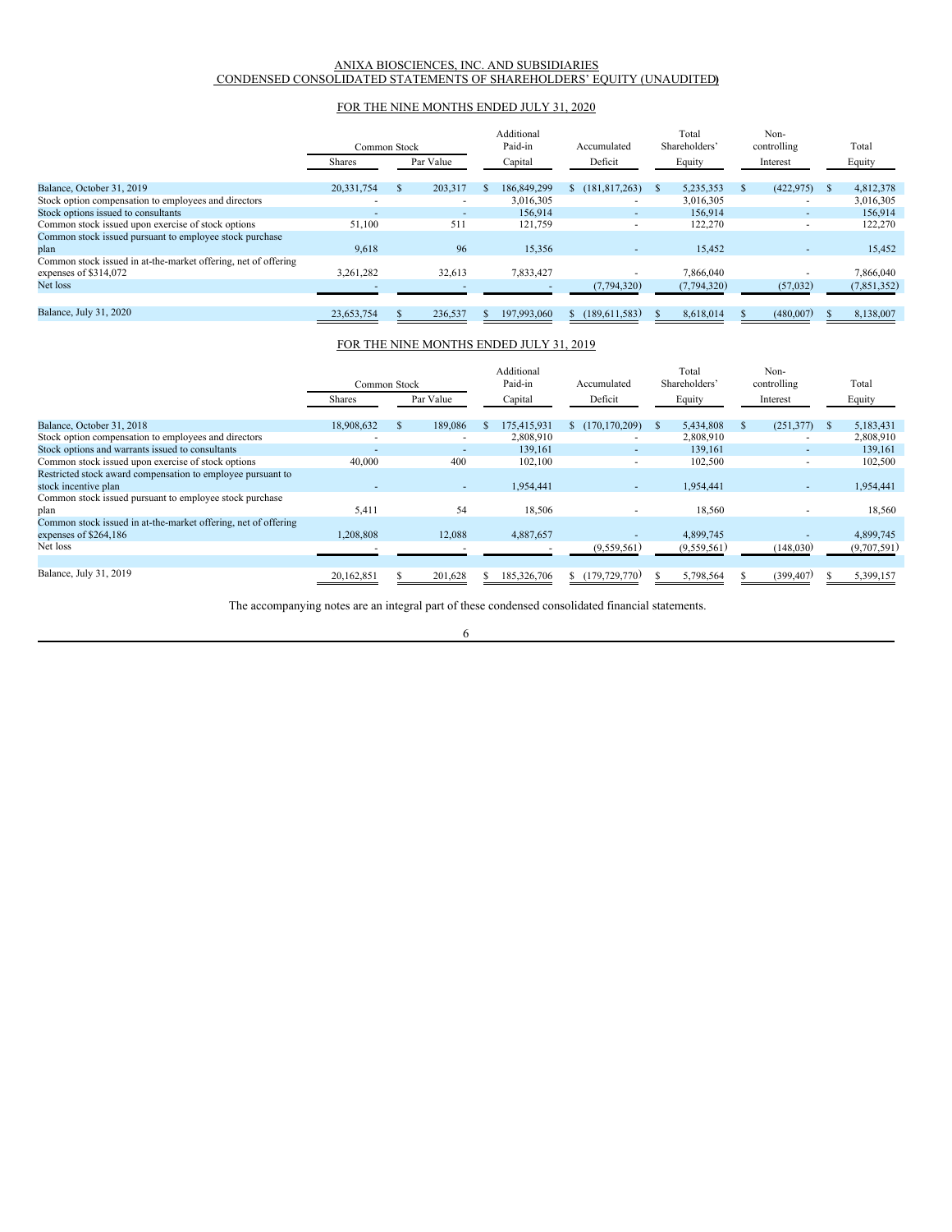ANIXA BIOSCIENCES, INC. AND SUBSIDIARIES
CONDENSED CONSOLIDATED STATEMENTS OF SHAREHOLDERS' EQUITY (UNAUDITED)

FOR THE NINE MONTHS ENDED JULY 31, 2020

| | Common Stock | | Additional Paid-in | Accumulated | Total Shareholders' | Non-controlling | Total |
|---|---|---|---|---|---|---|---|
| | Shares | Par Value | Capital | Deficit | Equity | Interest | Equity |
| Balance, October 31, 2019 | 20,331,754 | $ 203,317 | $ 186,849,299 | $ (181,817,263) | $ 5,235,353 | $ (422,975) | $ 4,812,378 |
| Stock option compensation to employees and directors | - | - | 3,016,305 | - | 3,016,305 | - | 3,016,305 |
| Stock options issued to consultants | - | - | 156,914 | - | 156,914 | - | 156,914 |
| Common stock issued upon exercise of stock options | 51,100 | 511 | 121,759 | - | 122,270 | - | 122,270 |
| Common stock issued pursuant to employee stock purchase plan | 9,618 | 96 | 15,356 | - | 15,452 | - | 15,452 |
| Common stock issued in at-the-market offering, net of offering expenses of $314,072 | 3,261,282 | 32,613 | 7,833,427 | - | 7,866,040 | - | 7,866,040 |
| Net loss | - | - | - | (7,794,320) | (7,794,320) | (57,032) | (7,851,352) |
| Balance, July 31, 2020 | 23,653,754 | $ 236,537 | $ 197,993,060 | $ (189,611,583) | $ 8,618,014 | $ (480,007) | $ 8,138,007 |

FOR THE NINE MONTHS ENDED JULY 31, 2019

| | Common Stock | | Additional Paid-in | Accumulated | Total Shareholders' | Non-controlling | Total |
|---|---|---|---|---|---|---|---|
| | Shares | Par Value | Capital | Deficit | Equity | Interest | Equity |
| Balance, October 31, 2018 | 18,908,632 | $ 189,086 | $ 175,415,931 | $ (170,170,209) | $ 5,434,808 | $ (251,377) | $ 5,183,431 |
| Stock option compensation to employees and directors | - | - | 2,808,910 | - | 2,808,910 | - | 2,808,910 |
| Stock options and warrants issued to consultants | - | - | 139,161 | - | 139,161 | - | 139,161 |
| Common stock issued upon exercise of stock options | 40,000 | 400 | 102,100 | - | 102,500 | - | 102,500 |
| Restricted stock award compensation to employee pursuant to stock incentive plan | - | - | 1,954,441 | - | 1,954,441 | - | 1,954,441 |
| Common stock issued pursuant to employee stock purchase plan | 5,411 | 54 | 18,506 | - | 18,560 | - | 18,560 |
| Common stock issued in at-the-market offering, net of offering expenses of $264,186 | 1,208,808 | 12,088 | 4,887,657 | - | 4,899,745 | - | 4,899,745 |
| Net loss | - | - | - | (9,559,561) | (9,559,561) | (148,030) | (9,707,591) |
| Balance, July 31, 2019 | 20,162,851 | $ 201,628 | $ 185,326,706 | $ (179,729,770) | $ 5,798,564 | $ (399,407) | $ 5,399,157 |

The accompanying notes are an integral part of these condensed consolidated financial statements.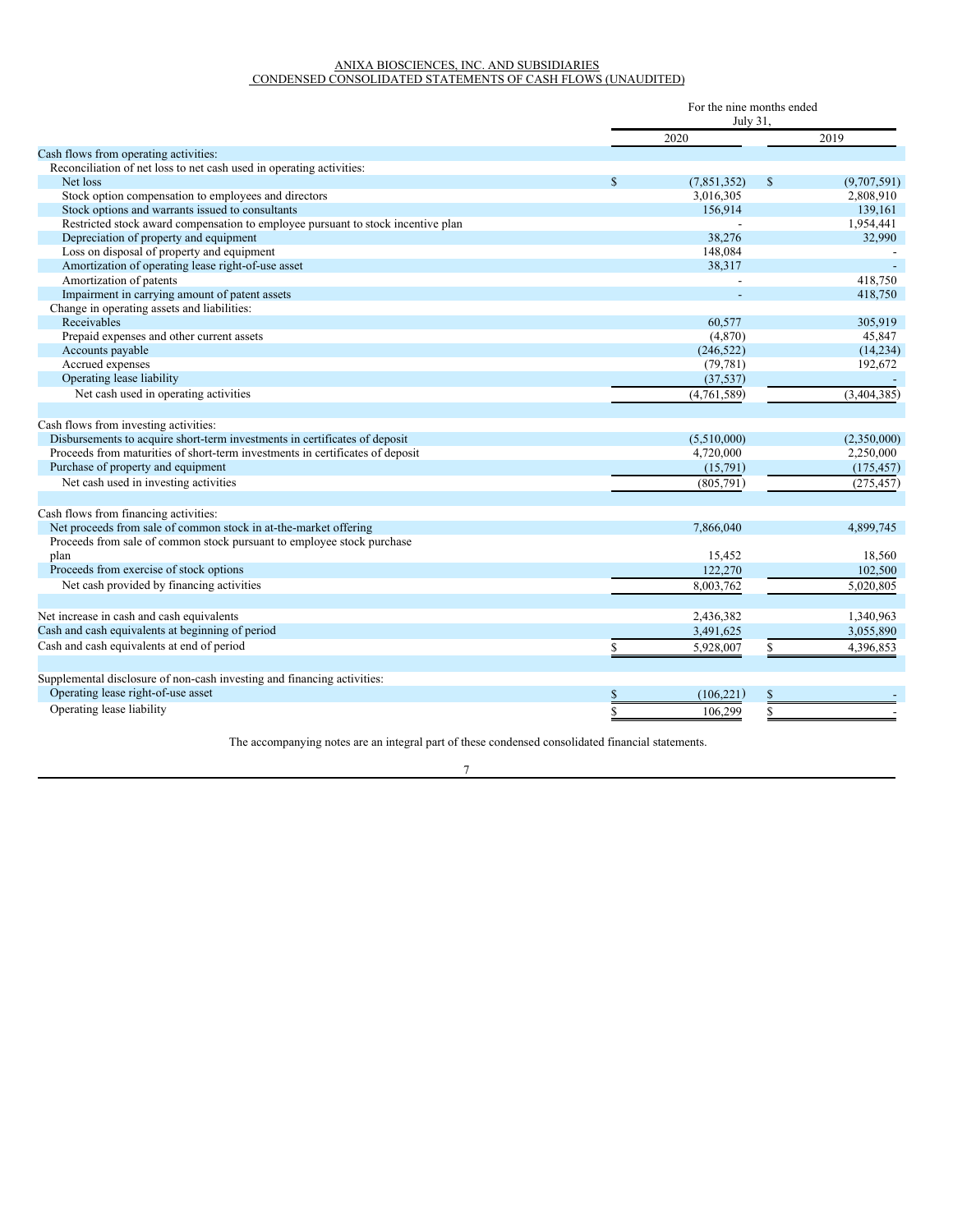ANIXA BIOSCIENCES, INC. AND SUBSIDIARIES
CONDENSED CONSOLIDATED STATEMENTS OF CASH FLOWS (UNAUDITED)

| | For the nine months ended July 31, | |
|---|---|---|
| | 2020 | 2019 |
| Cash flows from operating activities: | | |
| Reconciliation of net loss to net cash used in operating activities: | | |
| Net loss | $ (7,851,352) | $ (9,707,591) |
| Stock option compensation to employees and directors | 3,016,305 | 2,808,910 |
| Stock options and warrants issued to consultants | 156,914 | 139,161 |
| Restricted stock award compensation to employee pursuant to stock incentive plan | - | 1,954,441 |
| Depreciation of property and equipment | 38,276 | 32,990 |
| Loss on disposal of property and equipment | 148,084 | - |
| Amortization of operating lease right-of-use asset | 38,317 | - |
| Amortization of patents | - | 418,750 |
| Impairment in carrying amount of patent assets | - | 418,750 |
| Change in operating assets and liabilities: | | |
| Receivables | 60,577 | 305,919 |
| Prepaid expenses and other current assets | (4,870) | 45,847 |
| Accounts payable | (246,522) | (14,234) |
| Accrued expenses | (79,781) | 192,672 |
| Operating lease liability | (37,537) | - |
| Net cash used in operating activities | (4,761,589) | (3,404,385) |
| | | |
| Cash flows from investing activities: | | |
| Disbursements to acquire short-term investments in certificates of deposit | (5,510,000) | (2,350,000) |
| Proceeds from maturities of short-term investments in certificates of deposit | 4,720,000 | 2,250,000 |
| Purchase of property and equipment | (15,791) | (175,457) |
| Net cash used in investing activities | (805,791) | (275,457) |
| | | |
| Cash flows from financing activities: | | |
| Net proceeds from sale of common stock in at-the-market offering | 7,866,040 | 4,899,745 |
| Proceeds from sale of common stock pursuant to employee stock purchase plan | 15,452 | 18,560 |
| Proceeds from exercise of stock options | 122,270 | 102,500 |
| Net cash provided by financing activities | 8,003,762 | 5,020,805 |
| | | |
| Net increase in cash and cash equivalents | 2,436,382 | 1,340,963 |
| Cash and cash equivalents at beginning of period | 3,491,625 | 3,055,890 |
| Cash and cash equivalents at end of period | $ 5,928,007 | $ 4,396,853 |
| | | |
| Supplemental disclosure of non-cash investing and financing activities: | | |
| Operating lease right-of-use asset | $ (106,221) | $ - |
| Operating lease liability | $ 106,299 | $ - |

The accompanying notes are an integral part of these condensed consolidated financial statements.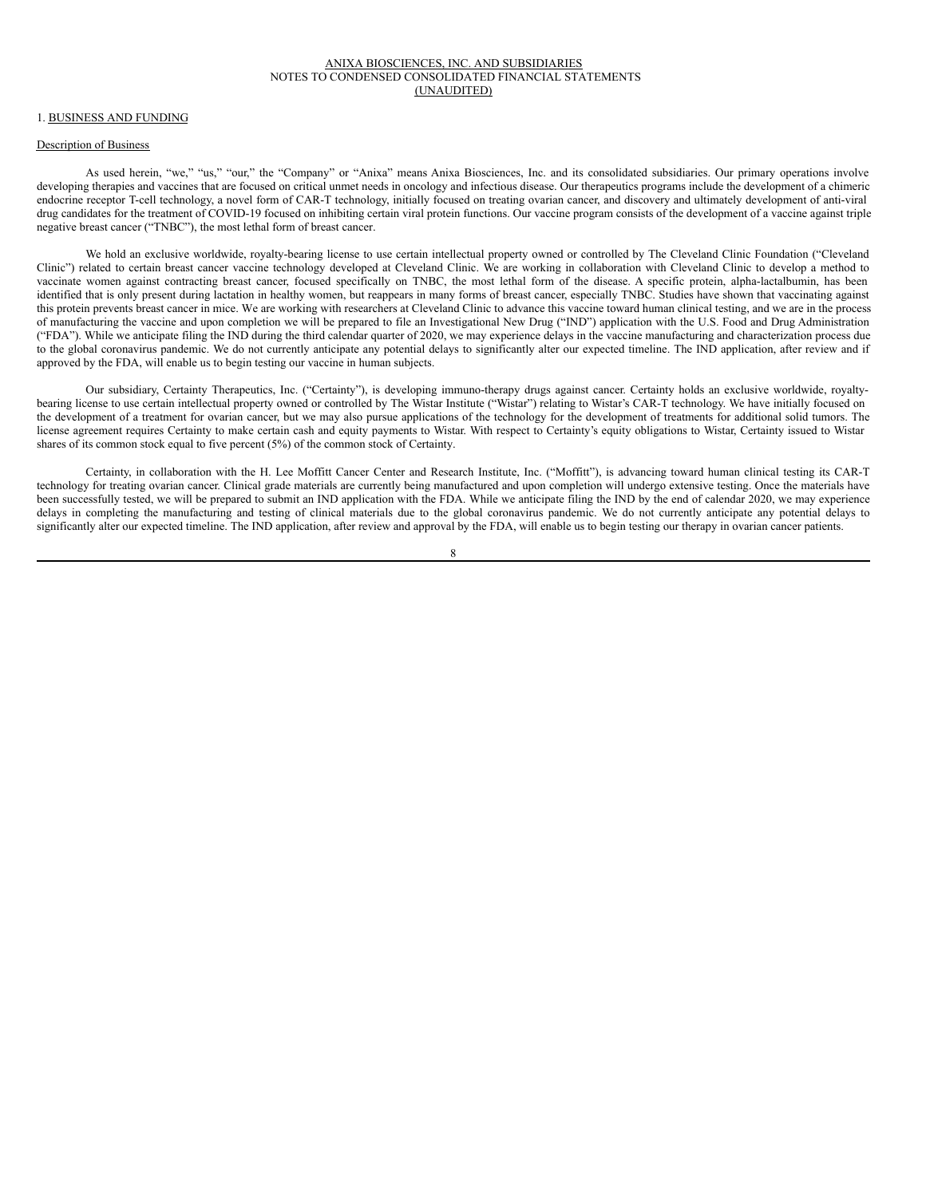# ANIXA BIOSCIENCES, INC. AND SUBSIDIARIES
## NOTES TO CONDENSED CONSOLIDATED FINANCIAL STATEMENTS
## (UNAUDITED)

### 1. BUSINESS AND FUNDING

#### Description of Business

As used herein, "we," "us," "our," the "Company" or "Anixa" means Anixa Biosciences, Inc. and its consolidated subsidiaries. Our primary operations involve developing therapies and vaccines that are focused on critical unmet needs in oncology and infectious disease. Our therapeutics programs include the development of a chimeric endocrine receptor T-cell technology, a novel form of CAR-T technology, initially focused on treating ovarian cancer, and discovery and ultimately development of anti-viral drug candidates for the treatment of COVID-19 focused on inhibiting certain viral protein functions. Our vaccine program consists of the development of a vaccine against triple negative breast cancer ("TNBC"), the most lethal form of breast cancer.

We hold an exclusive worldwide, royalty-bearing license to use certain intellectual property owned or controlled by The Cleveland Clinic Foundation ("Cleveland Clinic") related to certain breast cancer vaccine technology developed at Cleveland Clinic. We are working in collaboration with Cleveland Clinic to develop a method to vaccinate women against contracting breast cancer, focused specifically on TNBC, the most lethal form of the disease. A specific protein, alpha-lactalbumin, has been identified that is only present during lactation in healthy women, but reappears in many forms of breast cancer, especially TNBC. Studies have shown that vaccinating against this protein prevents breast cancer in mice. We are working with researchers at Cleveland Clinic to advance this vaccine toward human clinical testing, and we are in the process of manufacturing the vaccine and upon completion we will be prepared to file an Investigational New Drug ("IND") application with the U.S. Food and Drug Administration ("FDA"). While we anticipate filing the IND during the third calendar quarter of 2020, we may experience delays in the vaccine manufacturing and characterization process due to the global coronavirus pandemic. We do not currently anticipate any potential delays to significantly alter our expected timeline. The IND application, after review and if approved by the FDA, will enable us to begin testing our vaccine in human subjects.

Our subsidiary, Certainty Therapeutics, Inc. ("Certainty"), is developing immuno-therapy drugs against cancer. Certainty holds an exclusive worldwide, royalty-bearing license to use certain intellectual property owned or controlled by The Wistar Institute ("Wistar") relating to Wistar's CAR-T technology. We have initially focused on the development of a treatment for ovarian cancer, but we may also pursue applications of the technology for the development of treatments for additional solid tumors. The license agreement requires Certainty to make certain cash and equity payments to Wistar. With respect to Certainty's equity obligations to Wistar, Certainty issued to Wistar shares of its common stock equal to five percent (5%) of the common stock of Certainty.

Certainty, in collaboration with the H. Lee Moffitt Cancer Center and Research Institute, Inc. ("Moffitt"), is advancing toward human clinical testing its CAR-T technology for treating ovarian cancer. Clinical grade materials are currently being manufactured and upon completion will undergo extensive testing. Once the materials have been successfully tested, we will be prepared to submit an IND application with the FDA. While we anticipate filing the IND by the end of calendar 2020, we may experience delays in completing the manufacturing and testing of clinical materials due to the global coronavirus pandemic. We do not currently anticipate any potential delays to significantly alter our expected timeline. The IND application, after review and approval by the FDA, will enable us to begin testing our therapy in ovarian cancer patients.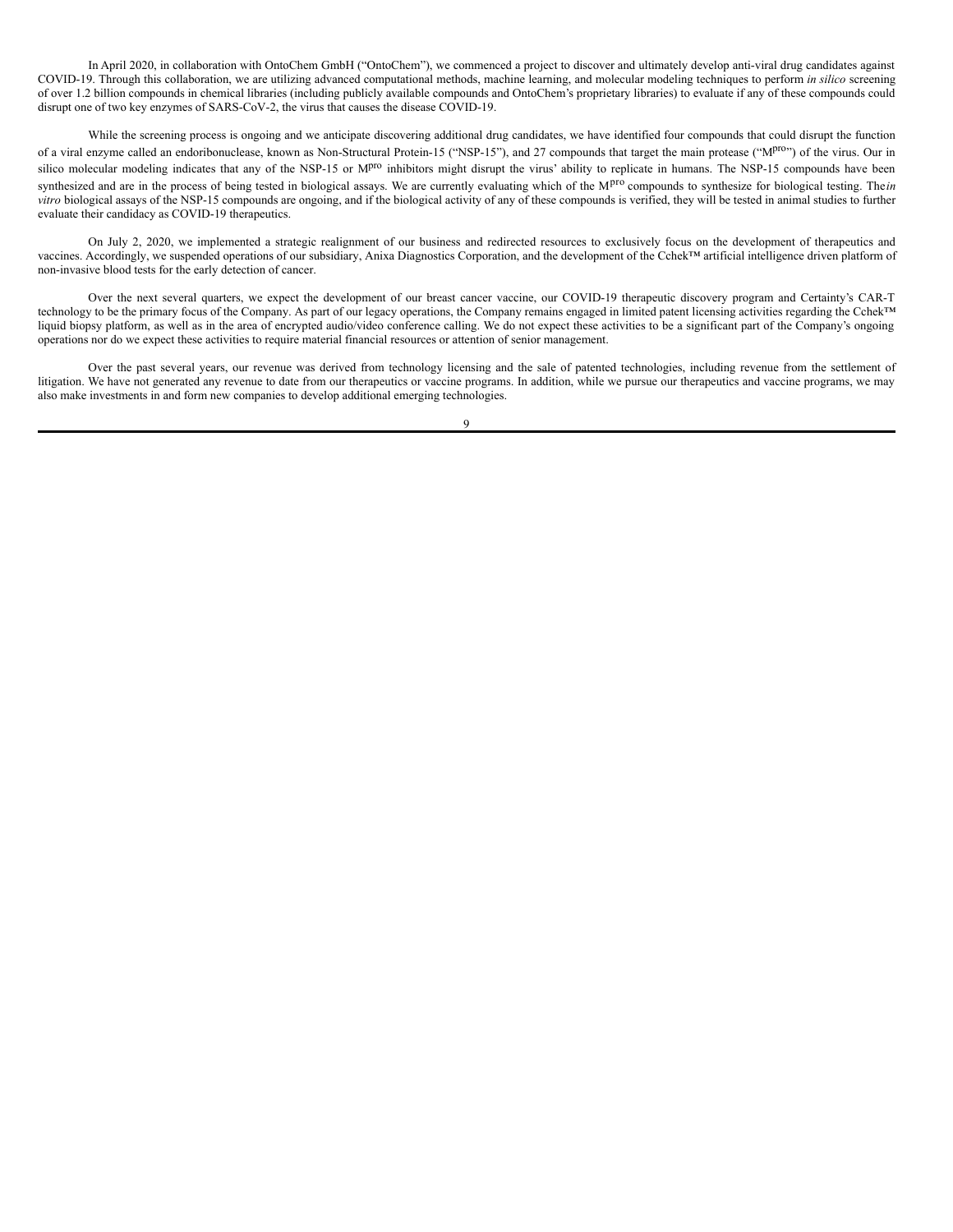In April 2020, in collaboration with OntoChem GmbH ("OntoChem"), we commenced a project to discover and ultimately develop anti-viral drug candidates against COVID-19. Through this collaboration, we are utilizing advanced computational methods, machine learning, and molecular modeling techniques to perform *in silico* screening of over 1.2 billion compounds in chemical libraries (including publicly available compounds and OntoChem's proprietary libraries) to evaluate if any of these compounds could disrupt one of two key enzymes of SARS-CoV-2, the virus that causes the disease COVID-19.

While the screening process is ongoing and we anticipate discovering additional drug candidates, we have identified four compounds that could disrupt the function of a viral enzyme called an endoribonuclease, known as Non-Structural Protein-15 ("NSP-15"), and 27 compounds that target the main protease ("$M^{pro}$") of the virus. Our in silico molecular modeling indicates that any of the NSP-15 or $M^{pro}$ inhibitors might disrupt the virus' ability to replicate in humans. The NSP-15 compounds have been synthesized and are in the process of being tested in biological assays. We are currently evaluating which of the $M^{pro}$ compounds to synthesize for biological testing. The *in vitro* biological assays of the NSP-15 compounds are ongoing, and if the biological activity of any of these compounds is verified, they will be tested in animal studies to further evaluate their candidacy as COVID-19 therapeutics.

On July 2, 2020, we implemented a strategic realignment of our business and redirected resources to exclusively focus on the development of therapeutics and vaccines. Accordingly, we suspended operations of our subsidiary, Anixa Diagnostics Corporation, and the development of the Cchek™ artificial intelligence driven platform of non-invasive blood tests for the early detection of cancer.

Over the next several quarters, we expect the development of our breast cancer vaccine, our COVID-19 therapeutic discovery program and Certainty's CAR-T technology to be the primary focus of the Company. As part of our legacy operations, the Company remains engaged in limited patent licensing activities regarding the Cchek™ liquid biopsy platform, as well as in the area of encrypted audio/video conference calling. We do not expect these activities to be a significant part of the Company's ongoing operations nor do we expect these activities to require material financial resources or attention of senior management.

Over the past several years, our revenue was derived from technology licensing and the sale of patented technologies, including revenue from the settlement of litigation. We have not generated any revenue to date from our therapeutics or vaccine programs. In addition, while we pursue our therapeutics and vaccine programs, we may also make investments in and form new companies to develop additional emerging technologies.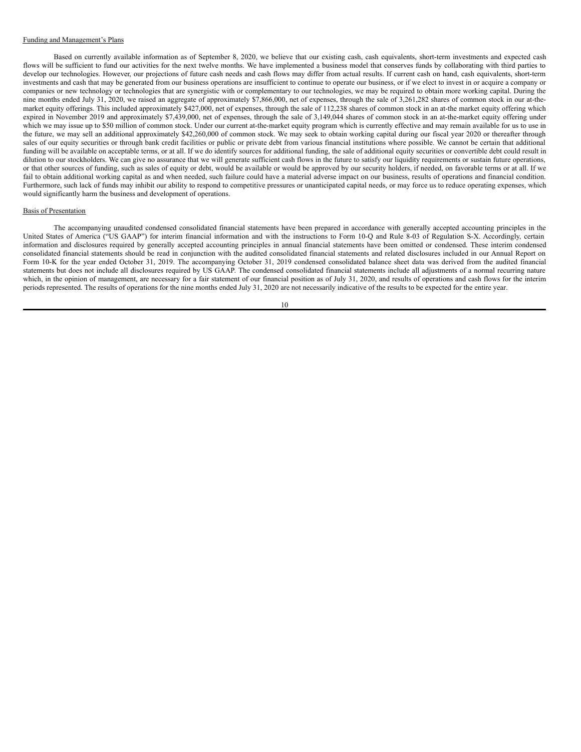Funding and Management's Plans

Based on currently available information as of September 8, 2020, we believe that our existing cash, cash equivalents, short-term investments and expected cash flows will be sufficient to fund our activities for the next twelve months. We have implemented a business model that conserves funds by collaborating with third parties to develop our technologies. However, our projections of future cash needs and cash flows may differ from actual results. If current cash on hand, cash equivalents, short-term investments and cash that may be generated from our business operations are insufficient to continue to operate our business, or if we elect to invest in or acquire a company or companies or new technology or technologies that are synergistic with or complementary to our technologies, we may be required to obtain more working capital. During the nine months ended July 31, 2020, we raised an aggregate of approximately $7,866,000, net of expenses, through the sale of 3,261,282 shares of common stock in our at-the-market equity offerings. This included approximately $427,000, net of expenses, through the sale of 112,238 shares of common stock in an at-the market equity offering which expired in November 2019 and approximately $7,439,000, net of expenses, through the sale of 3,149,044 shares of common stock in an at-the-market equity offering under which we may issue up to $50 million of common stock. Under our current at-the-market equity program which is currently effective and may remain available for us to use in the future, we may sell an additional approximately $42,260,000 of common stock. We may seek to obtain working capital during our fiscal year 2020 or thereafter through sales of our equity securities or through bank credit facilities or public or private debt from various financial institutions where possible. We cannot be certain that additional funding will be available on acceptable terms, or at all. If we do identify sources for additional funding, the sale of additional equity securities or convertible debt could result in dilution to our stockholders. We can give no assurance that we will generate sufficient cash flows in the future to satisfy our liquidity requirements or sustain future operations, or that other sources of funding, such as sales of equity or debt, would be available or would be approved by our security holders, if needed, on favorable terms or at all. If we fail to obtain additional working capital as and when needed, such failure could have a material adverse impact on our business, results of operations and financial condition. Furthermore, such lack of funds may inhibit our ability to respond to competitive pressures or unanticipated capital needs, or may force us to reduce operating expenses, which would significantly harm the business and development of operations.

Basis of Presentation

The accompanying unaudited condensed consolidated financial statements have been prepared in accordance with generally accepted accounting principles in the United States of America ("US GAAP") for interim financial information and with the instructions to Form 10-Q and Rule 8-03 of Regulation S-X. Accordingly, certain information and disclosures required by generally accepted accounting principles in annual financial statements have been omitted or condensed. These interim condensed consolidated financial statements should be read in conjunction with the audited consolidated financial statements and related disclosures included in our Annual Report on Form 10-K for the year ended October 31, 2019. The accompanying October 31, 2019 condensed consolidated balance sheet data was derived from the audited financial statements but does not include all disclosures required by US GAAP. The condensed consolidated financial statements include all adjustments of a normal recurring nature which, in the opinion of management, are necessary for a fair statement of our financial position as of July 31, 2020, and results of operations and cash flows for the interim periods represented. The results of operations for the nine months ended July 31, 2020 are not necessarily indicative of the results to be expected for the entire year.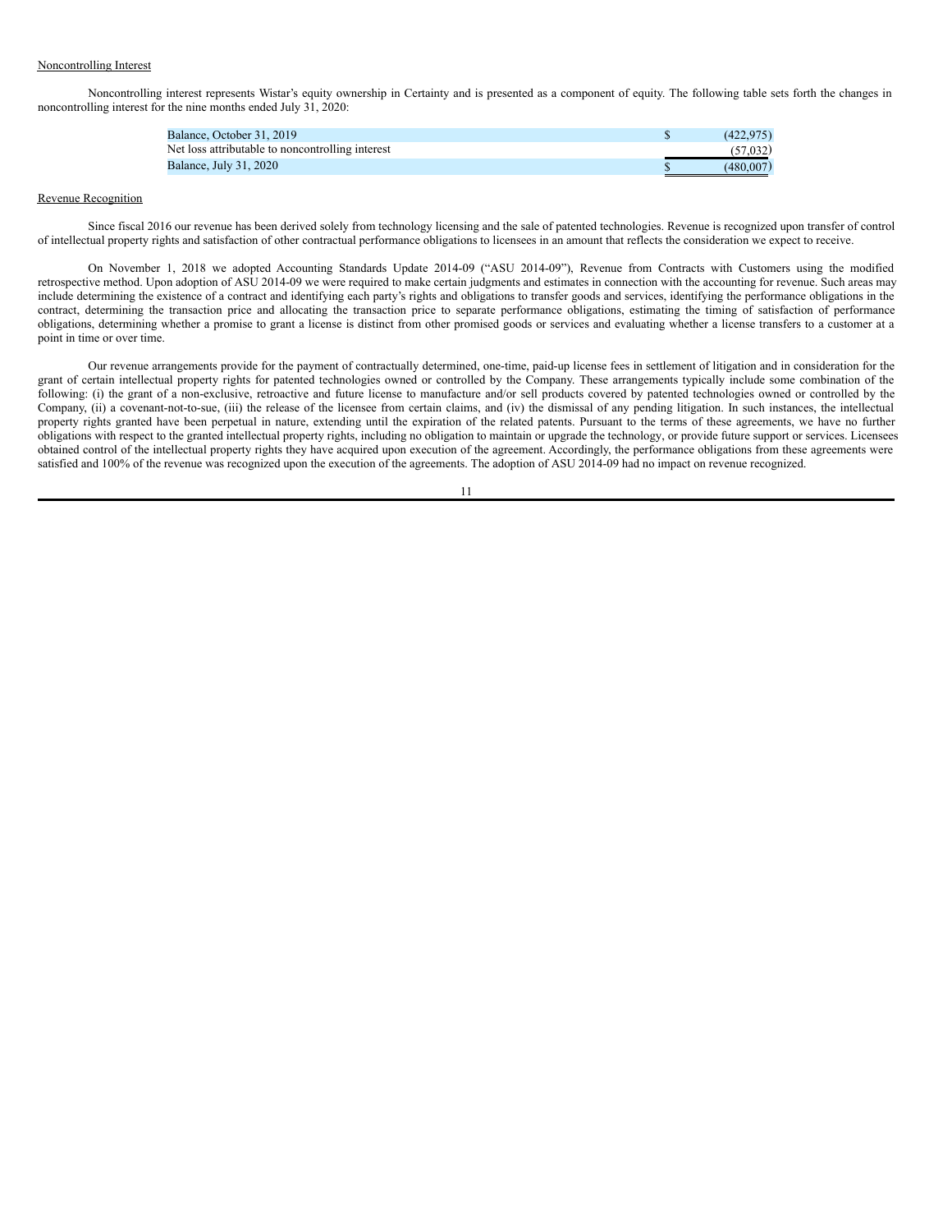Noncontrolling Interest

Noncontrolling interest represents Wistar's equity ownership in Certainty and is presented as a component of equity. The following table sets forth the changes in noncontrolling interest for the nine months ended July 31, 2020:

| | |
|---|---|
| Balance, October 31, 2019 | $ (422,975) |
| Net loss attributable to noncontrolling interest | (57,032) |
| Balance, July 31, 2020 | $ (480,007) |

Revenue Recognition

Since fiscal 2016 our revenue has been derived solely from technology licensing and the sale of patented technologies. Revenue is recognized upon transfer of control of intellectual property rights and satisfaction of other contractual performance obligations to licensees in an amount that reflects the consideration we expect to receive.

On November 1, 2018 we adopted Accounting Standards Update 2014-09 ("ASU 2014-09"), Revenue from Contracts with Customers using the modified retrospective method. Upon adoption of ASU 2014-09 we were required to make certain judgments and estimates in connection with the accounting for revenue. Such areas may include determining the existence of a contract and identifying each party's rights and obligations to transfer goods and services, identifying the performance obligations in the contract, determining the transaction price and allocating the transaction price to separate performance obligations, estimating the timing of satisfaction of performance obligations, determining whether a promise to grant a license is distinct from other promised goods or services and evaluating whether a license transfers to a customer at a point in time or over time.

Our revenue arrangements provide for the payment of contractually determined, one-time, paid-up license fees in settlement of litigation and in consideration for the grant of certain intellectual property rights for patented technologies owned or controlled by the Company. These arrangements typically include some combination of the following: (i) the grant of a non-exclusive, retroactive and future license to manufacture and/or sell products covered by patented technologies owned or controlled by the Company, (ii) a covenant-not-to-sue, (iii) the release of the licensee from certain claims, and (iv) the dismissal of any pending litigation. In such instances, the intellectual property rights granted have been perpetual in nature, extending until the expiration of the related patents. Pursuant to the terms of these agreements, we have no further obligations with respect to the granted intellectual property rights, including no obligation to maintain or upgrade the technology, or provide future support or services. Licensees obtained control of the intellectual property rights they have acquired upon execution of the agreement. Accordingly, the performance obligations from these agreements were satisfied and 100% of the revenue was recognized upon the execution of the agreements. The adoption of ASU 2014-09 had no impact on revenue recognized.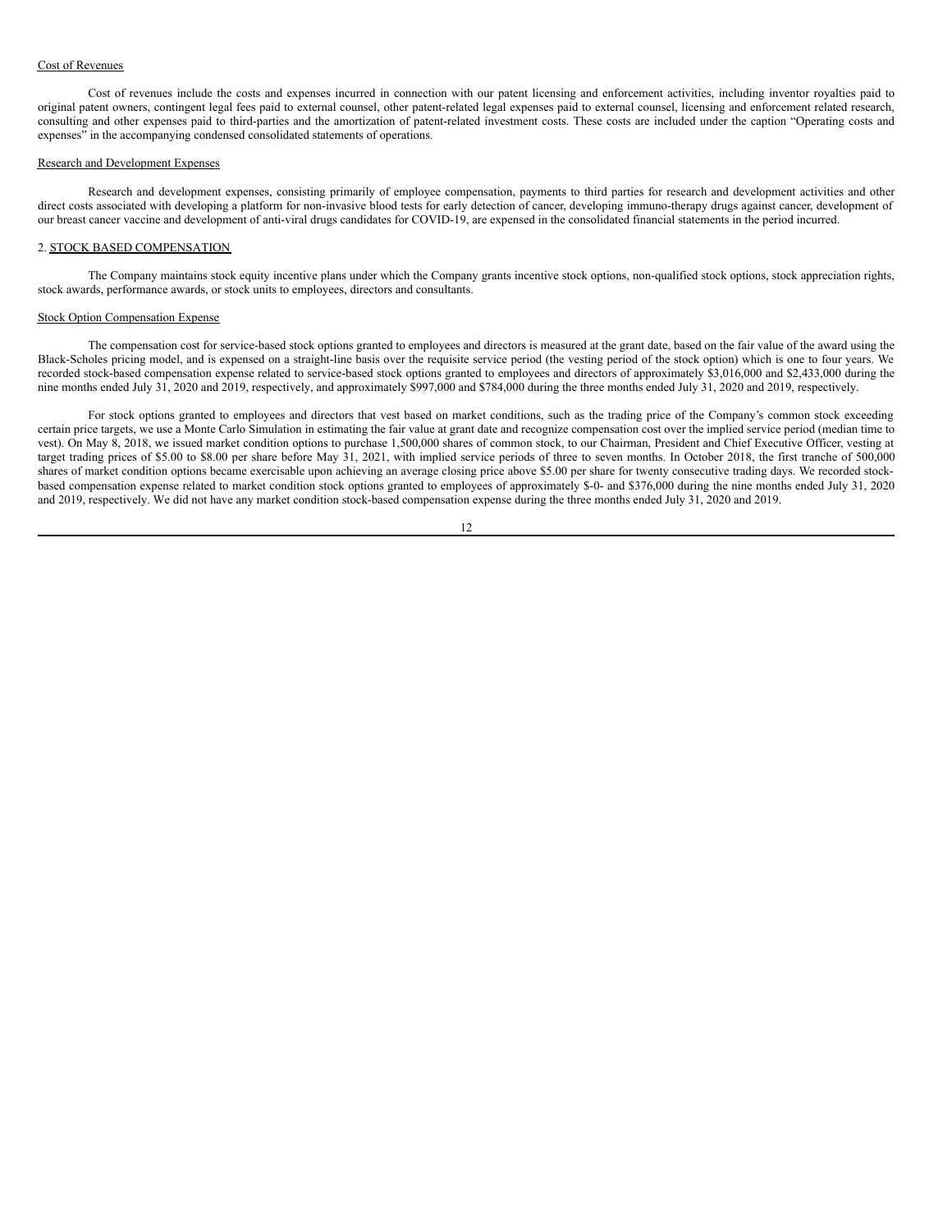Cost of Revenues

Cost of revenues include the costs and expenses incurred in connection with our patent licensing and enforcement activities, including inventor royalties paid to original patent owners, contingent legal fees paid to external counsel, other patent-related legal expenses paid to external counsel, licensing and enforcement related research, consulting and other expenses paid to third-parties and the amortization of patent-related investment costs. These costs are included under the caption "Operating costs and expenses" in the accompanying condensed consolidated statements of operations.

Research and Development Expenses

Research and development expenses, consisting primarily of employee compensation, payments to third parties for research and development activities and other direct costs associated with developing a platform for non-invasive blood tests for early detection of cancer, developing immuno-therapy drugs against cancer, development of our breast cancer vaccine and development of anti-viral drugs candidates for COVID-19, are expensed in the consolidated financial statements in the period incurred.

## 2. STOCK BASED COMPENSATION

The Company maintains stock equity incentive plans under which the Company grants incentive stock options, non-qualified stock options, stock appreciation rights, stock awards, performance awards, or stock units to employees, directors and consultants.

Stock Option Compensation Expense

The compensation cost for service-based stock options granted to employees and directors is measured at the grant date, based on the fair value of the award using the Black-Scholes pricing model, and is expensed on a straight-line basis over the requisite service period (the vesting period of the stock option) which is one to four years. We recorded stock-based compensation expense related to service-based stock options granted to employees and directors of approximately $3,016,000 and $2,433,000 during the nine months ended July 31, 2020 and 2019, respectively, and approximately $997,000 and $784,000 during the three months ended July 31, 2020 and 2019, respectively.

For stock options granted to employees and directors that vest based on market conditions, such as the trading price of the Company's common stock exceeding certain price targets, we use a Monte Carlo Simulation in estimating the fair value at grant date and recognize compensation cost over the implied service period (median time to vest). On May 8, 2018, we issued market condition options to purchase 1,500,000 shares of common stock, to our Chairman, President and Chief Executive Officer, vesting at target trading prices of $5.00 to $8.00 per share before May 31, 2021, with implied service periods of three to seven months. In October 2018, the first tranche of 500,000 shares of market condition options became exercisable upon achieving an average closing price above $5.00 per share for twenty consecutive trading days. We recorded stock-based compensation expense related to market condition stock options granted to employees of approximately $-0- and $376,000 during the nine months ended July 31, 2020 and 2019, respectively. We did not have any market condition stock-based compensation expense during the three months ended July 31, 2020 and 2019.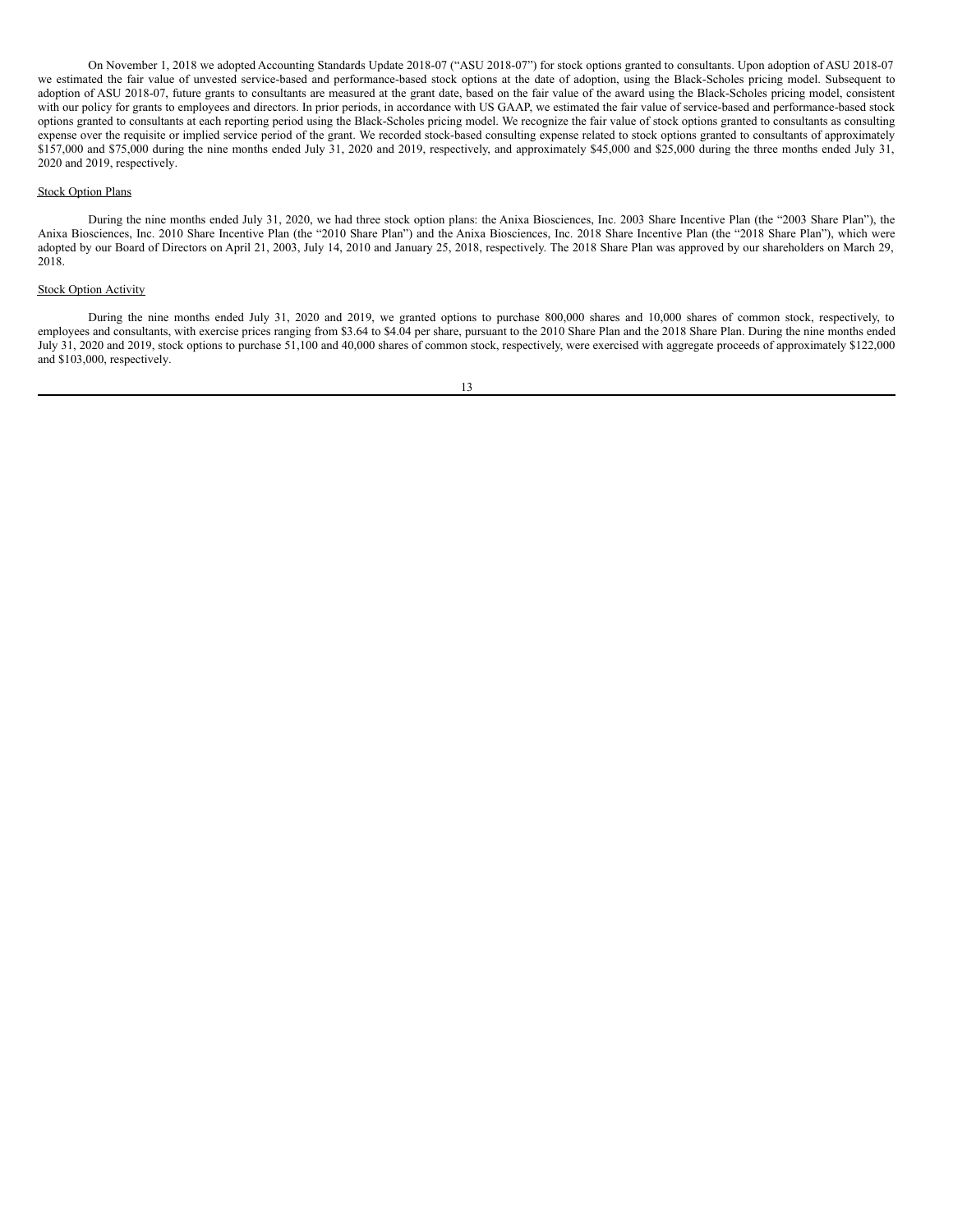On November 1, 2018 we adopted Accounting Standards Update 2018-07 ("ASU 2018-07") for stock options granted to consultants. Upon adoption of ASU 2018-07 we estimated the fair value of unvested service-based and performance-based stock options at the date of adoption, using the Black-Scholes pricing model. Subsequent to adoption of ASU 2018-07, future grants to consultants are measured at the grant date, based on the fair value of the award using the Black-Scholes pricing model, consistent with our policy for grants to employees and directors. In prior periods, in accordance with US GAAP, we estimated the fair value of service-based and performance-based stock options granted to consultants at each reporting period using the Black-Scholes pricing model. We recognize the fair value of stock options granted to consultants as consulting expense over the requisite or implied service period of the grant. We recorded stock-based consulting expense related to stock options granted to consultants of approximately $157,000 and $75,000 during the nine months ended July 31, 2020 and 2019, respectively, and approximately $45,000 and $25,000 during the three months ended July 31, 2020 and 2019, respectively.

Stock Option Plans

During the nine months ended July 31, 2020, we had three stock option plans: the Anixa Biosciences, Inc. 2003 Share Incentive Plan (the "2003 Share Plan"), the Anixa Biosciences, Inc. 2010 Share Incentive Plan (the "2010 Share Plan") and the Anixa Biosciences, Inc. 2018 Share Incentive Plan (the "2018 Share Plan"), which were adopted by our Board of Directors on April 21, 2003, July 14, 2010 and January 25, 2018, respectively. The 2018 Share Plan was approved by our shareholders on March 29, 2018.

Stock Option Activity

During the nine months ended July 31, 2020 and 2019, we granted options to purchase 800,000 shares and 10,000 shares of common stock, respectively, to employees and consultants, with exercise prices ranging from $3.64 to $4.04 per share, pursuant to the 2010 Share Plan and the 2018 Share Plan. During the nine months ended July 31, 2020 and 2019, stock options to purchase 51,100 and 40,000 shares of common stock, respectively, were exercised with aggregate proceeds of approximately $122,000 and $103,000, respectively.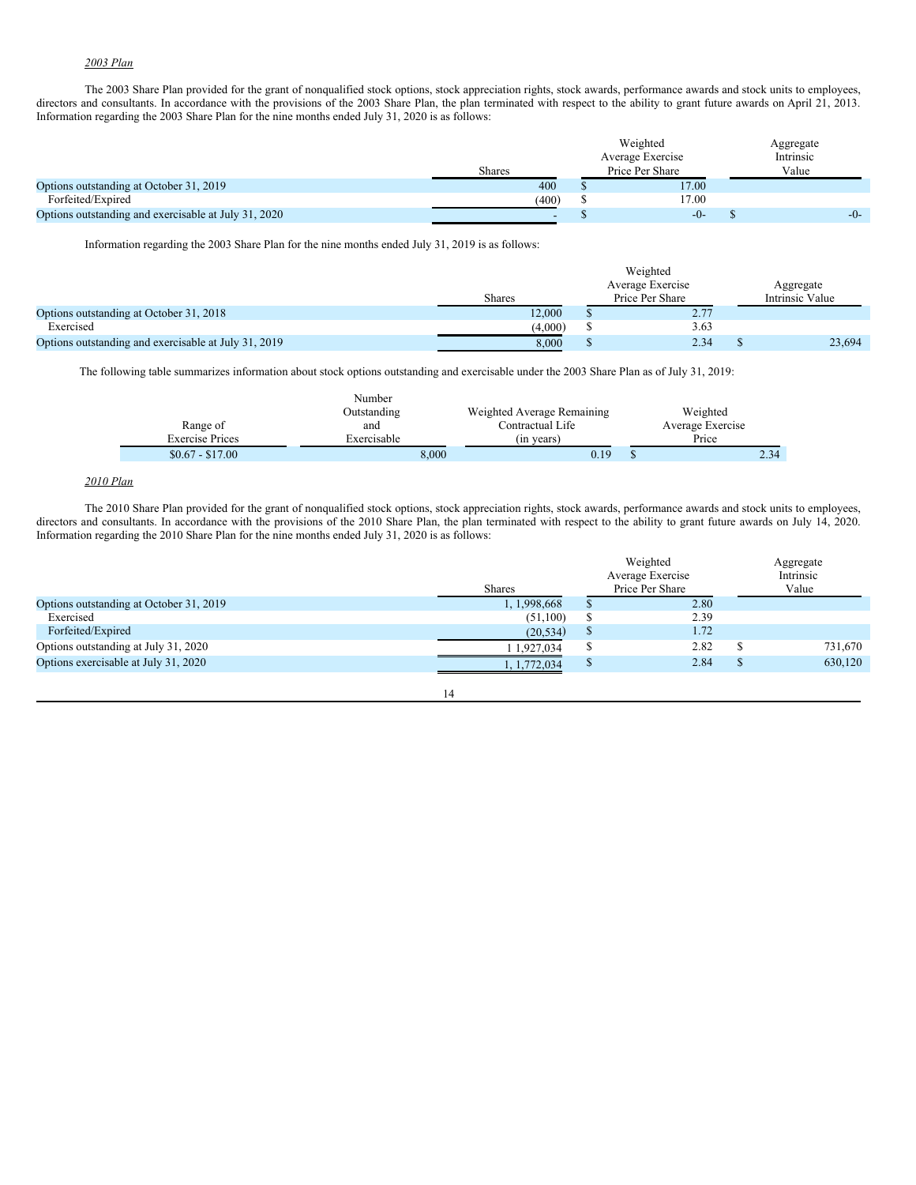*2003 Plan*

The 2003 Share Plan provided for the grant of nonqualified stock options, stock appreciation rights, stock awards, performance awards and stock units to employees, directors and consultants. In accordance with the provisions of the 2003 Share Plan, the plan terminated with respect to the ability to grant future awards on April 21, 2013. Information regarding the 2003 Share Plan for the nine months ended July 31, 2020 is as follows:

| | Shares | Weighted Average Exercise Price Per Share | Aggregate Intrinsic Value |
|---|---|---|---|
| Options outstanding at October 31, 2019 | 400 | $ 17.00 | |
| Forfeited/Expired | (400) | $ 17.00 | |
| Options outstanding and exercisable at July 31, 2020 | - | $ -0- | $ -0- |

Information regarding the 2003 Share Plan for the nine months ended July 31, 2019 is as follows:

| | Shares | Weighted Average Exercise Price Per Share | Aggregate Intrinsic Value |
|---|---|---|---|
| Options outstanding at October 31, 2018 | 12,000 | $ 2.77 | |
| Exercised | (4,000) | $ 3.63 | |
| Options outstanding and exercisable at July 31, 2019 | 8,000 | $ 2.34 | $ 23,694 |

The following table summarizes information about stock options outstanding and exercisable under the 2003 Share Plan as of July 31, 2019:

| Range of Exercise Prices | Number Outstanding and Exercisable | Weighted Average Remaining Contractual Life (in years) | Weighted Average Exercise Price |
|---|---|---|---|
| $0.67 - $17.00 | 8,000 | 0.19 | $ 2.34 |

*2010 Plan*

The 2010 Share Plan provided for the grant of nonqualified stock options, stock appreciation rights, stock awards, performance awards and stock units to employees, directors and consultants. In accordance with the provisions of the 2010 Share Plan, the plan terminated with respect to the ability to grant future awards on July 14, 2020. Information regarding the 2010 Share Plan for the nine months ended July 31, 2020 is as follows:

| | Shares | Weighted Average Exercise Price Per Share | Aggregate Intrinsic Value |
|---|---|---|---|
| Options outstanding at October 31, 2019 | 1, 1,998,668 | $ 2.80 | |
| Exercised | (51,100) | $ 2.39 | |
| Forfeited/Expired | (20,534) | $ 1.72 | |
| Options outstanding at July 31, 2020 | 1 1,927,034 | $ 2.82 | $ 731,670 |
| Options exercisable at July 31, 2020 | 1, 1,772,034 | $ 2.84 | $ 630,120 |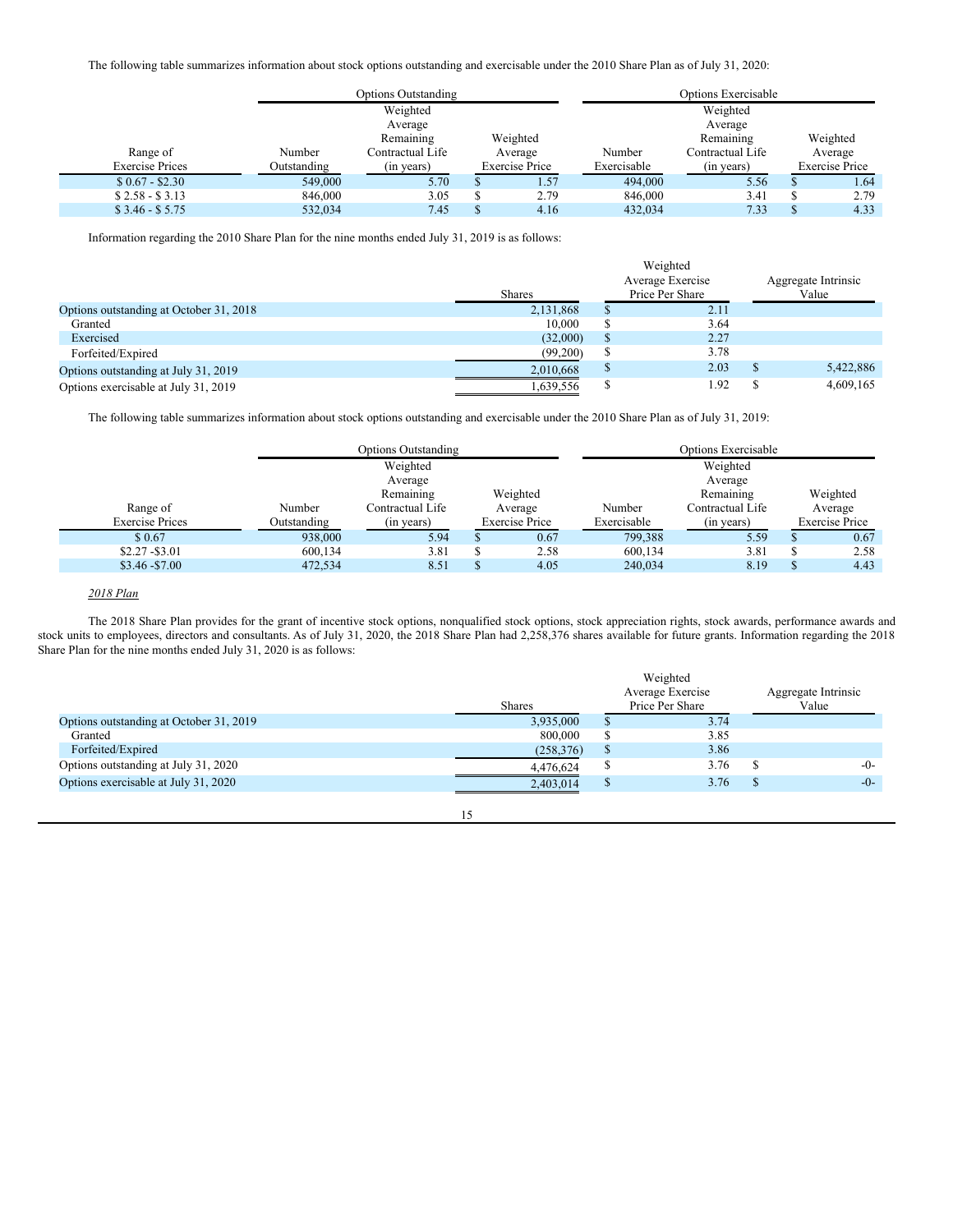The following table summarizes information about stock options outstanding and exercisable under the 2010 Share Plan as of July 31, 2020:

| | Options Outstanding | | | Options Exercisable | | |
|---|---|---|---|---|---|---|
| Range of Exercise Prices | Number Outstanding | Weighted Average Remaining Contractual Life (in years) | Weighted Average Exercise Price | Number Exercisable | Weighted Average Remaining Contractual Life (in years) | Weighted Average Exercise Price |
| $ 0.67 - $2.30 | 549,000 | 5.70 | $ 1.57 | 494,000 | 5.56 | $ 1.64 |
| $ 2.58 - $ 3.13 | 846,000 | 3.05 | $ 2.79 | 846,000 | 3.41 | $ 2.79 |
| $ 3.46 - $ 5.75 | 532,034 | 7.45 | $ 4.16 | 432,034 | 7.33 | $ 4.33 |

Information regarding the 2010 Share Plan for the nine months ended July 31, 2019 is as follows:

| | Shares | Weighted Average Exercise Price Per Share | Aggregate Intrinsic Value |
|---|---|---|---|
| Options outstanding at October 31, 2018 | 2,131,868 | $ 2.11 | |
| Granted | 10,000 | $ 3.64 | |
| Exercised | (32,000) | $ 2.27 | |
| Forfeited/Expired | (99,200) | $ 3.78 | |
| Options outstanding at July 31, 2019 | 2,010,668 | $ 2.03 | $ 5,422,886 |
| Options exercisable at July 31, 2019 | 1,639,556 | $ 1.92 | $ 4,609,165 |

The following table summarizes information about stock options outstanding and exercisable under the 2010 Share Plan as of July 31, 2019:

| | Options Outstanding | | | Options Exercisable | | |
|---|---|---|---|---|---|---|
| Range of Exercise Prices | Number Outstanding | Weighted Average Remaining Contractual Life (in years) | Weighted Average Exercise Price | Number Exercisable | Weighted Average Remaining Contractual Life (in years) | Weighted Average Exercise Price |
| $ 0.67 | 938,000 | 5.94 | $ 0.67 | 799,388 | 5.59 | $ 0.67 |
| $2.27 -$3.01 | 600,134 | 3.81 | $ 2.58 | 600,134 | 3.81 | $ 2.58 |
| $3.46 -$7.00 | 472,534 | 8.51 | $ 4.05 | 240,034 | 8.19 | $ 4.43 |

*2018 Plan*

The 2018 Share Plan provides for the grant of incentive stock options, nonqualified stock options, stock appreciation rights, stock awards, performance awards and stock units to employees, directors and consultants. As of July 31, 2020, the 2018 Share Plan had 2,258,376 shares available for future grants. Information regarding the 2018 Share Plan for the nine months ended July 31, 2020 is as follows:

| | Shares | Weighted Average Exercise Price Per Share | Aggregate Intrinsic Value |
|---|---|---|---|
| Options outstanding at October 31, 2019 | 3,935,000 | $ 3.74 | |
| Granted | 800,000 | $ 3.85 | |
| Forfeited/Expired | (258,376) | $ 3.86 | |
| Options outstanding at July 31, 2020 | 4,476,624 | $ 3.76 | $ -0- |
| Options exercisable at July 31, 2020 | 2,403,014 | $ 3.76 | $ -0- |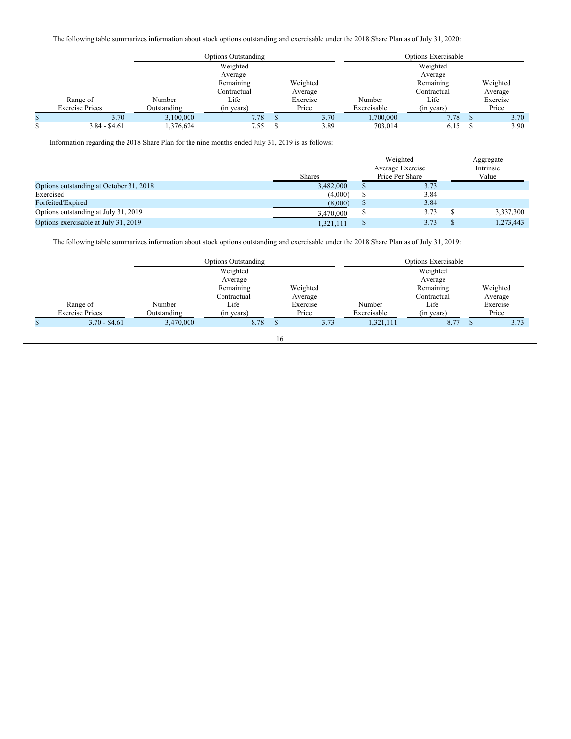The following table summarizes information about stock options outstanding and exercisable under the 2018 Share Plan as of July 31, 2020:

| | Options Outstanding | | | Options Exercisable | | |
|---|---|---|---|---|---|---|
| Range of Exercise Prices | Number Outstanding | Weighted Average Remaining Contractual Life (in years) | Weighted Average Exercise Price | Number Exercisable | Weighted Average Remaining Contractual Life (in years) | Weighted Average Exercise Price |
| $ 3.70 | 3,100,000 | 7.78 | $ 3.70 | 1,700,000 | 7.78 | $ 3.70 |
| $ 3.84 - $4.61 | 1,376,624 | 7.55 | $ 3.89 | 703,014 | 6.15 | $ 3.90 |

Information regarding the 2018 Share Plan for the nine months ended July 31, 2019 is as follows:

| | Shares | Weighted Average Exercise Price Per Share | Aggregate Intrinsic Value |
|---|---|---|---|
| Options outstanding at October 31, 2018 | 3,482,000 | $ 3.73 | |
| Exercised | (4,000) | $ 3.84 | |
| Forfeited/Expired | (8,000) | $ 3.84 | |
| Options outstanding at July 31, 2019 | 3,470,000 | $ 3.73 | $ 3,337,300 |
| Options exercisable at July 31, 2019 | 1,321,111 | $ 3.73 | $ 1,273,443 |

The following table summarizes information about stock options outstanding and exercisable under the 2018 Share Plan as of July 31, 2019:

| | Options Outstanding | | | Options Exercisable | | |
|---|---|---|---|---|---|---|
| Range of Exercise Prices | Number Outstanding | Weighted Average Remaining Contractual Life (in years) | Weighted Average Exercise Price | Number Exercisable | Weighted Average Remaining Contractual Life (in years) | Weighted Average Exercise Price |
| $ 3.70 - $4.61 | 3,470,000 | 8.78 | $ 3.73 | 1,321,111 | 8.77 | $ 3.73 |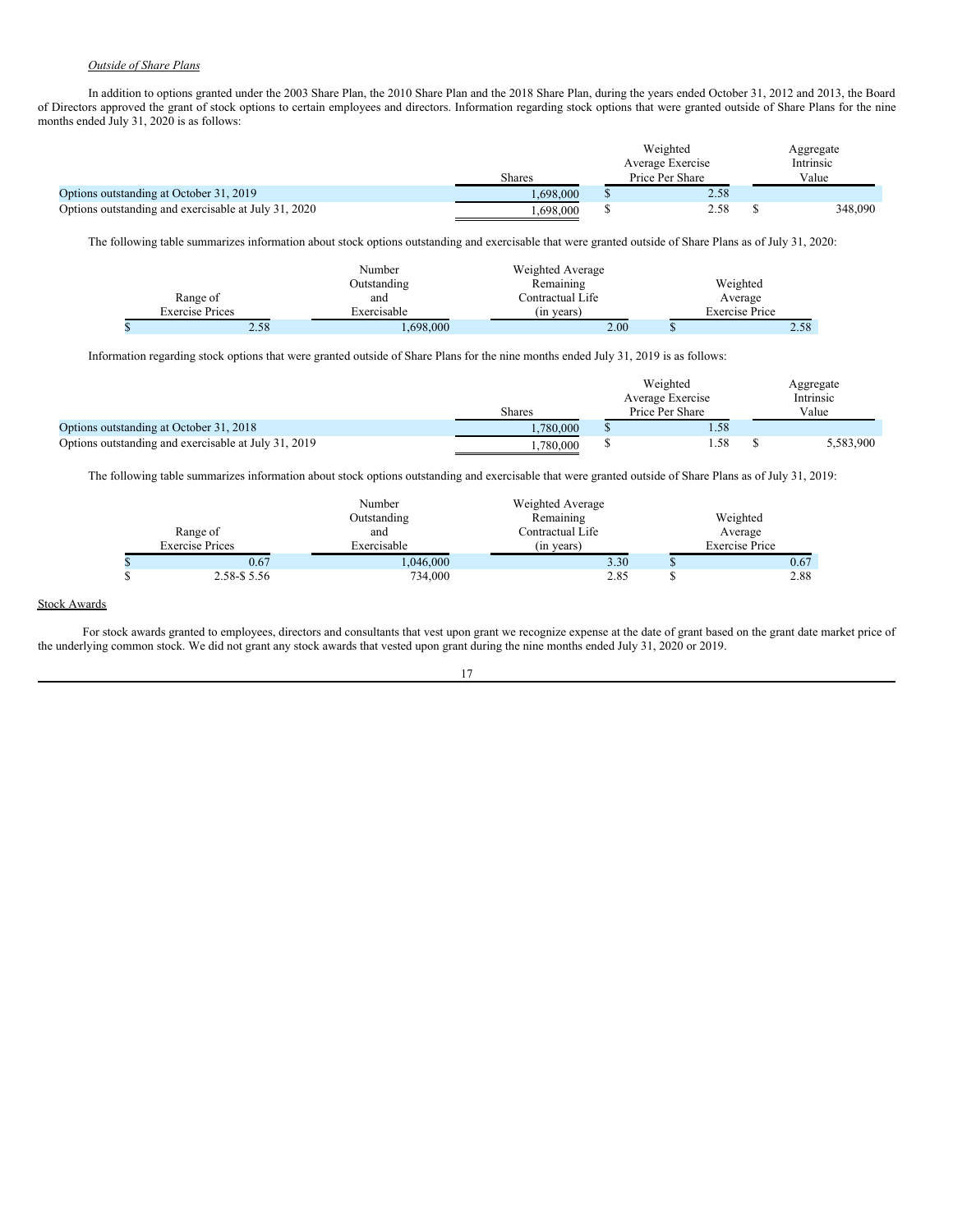*Outside of Share Plans*

In addition to options granted under the 2003 Share Plan, the 2010 Share Plan and the 2018 Share Plan, during the years ended October 31, 2012 and 2013, the Board of Directors approved the grant of stock options to certain employees and directors. Information regarding stock options that were granted outside of Share Plans for the nine months ended July 31, 2020 is as follows:

| | Shares | Weighted Average Exercise Price Per Share | Aggregate Intrinsic Value |
|---|---|---|---|
| Options outstanding at October 31, 2019 | 1,698,000 | $ 2.58 | |
| Options outstanding and exercisable at July 31, 2020 | 1,698,000 | $ 2.58 | $ 348,090 |

The following table summarizes information about stock options outstanding and exercisable that were granted outside of Share Plans as of July 31, 2020:

| Range of Exercise Prices | Number Outstanding and Exercisable | Weighted Average Remaining Contractual Life (in years) | Weighted Average Exercise Price |
|---|---|---|---|
| $ 2.58 | 1,698,000 | 2.00 | $ 2.58 |

Information regarding stock options that were granted outside of Share Plans for the nine months ended July 31, 2019 is as follows:

| | Shares | Weighted Average Exercise Price Per Share | Aggregate Intrinsic Value |
|---|---|---|---|
| Options outstanding at October 31, 2018 | 1,780,000 | $ 1.58 | |
| Options outstanding and exercisable at July 31, 2019 | 1,780,000 | $ 1.58 | $ 5,583,900 |

The following table summarizes information about stock options outstanding and exercisable that were granted outside of Share Plans as of July 31, 2019:

| Range of Exercise Prices | Number Outstanding and Exercisable | Weighted Average Remaining Contractual Life (in years) | Weighted Average Exercise Price |
|---|---|---|---|
| $ 0.67 | 1,046,000 | 3.30 | $ 0.67 |
| $ 2.58-$ 5.56 | 734,000 | 2.85 | $ 2.88 |

Stock Awards

For stock awards granted to employees, directors and consultants that vest upon grant we recognize expense at the date of grant based on the grant date market price of the underlying common stock. We did not grant any stock awards that vested upon grant during the nine months ended July 31, 2020 or 2019.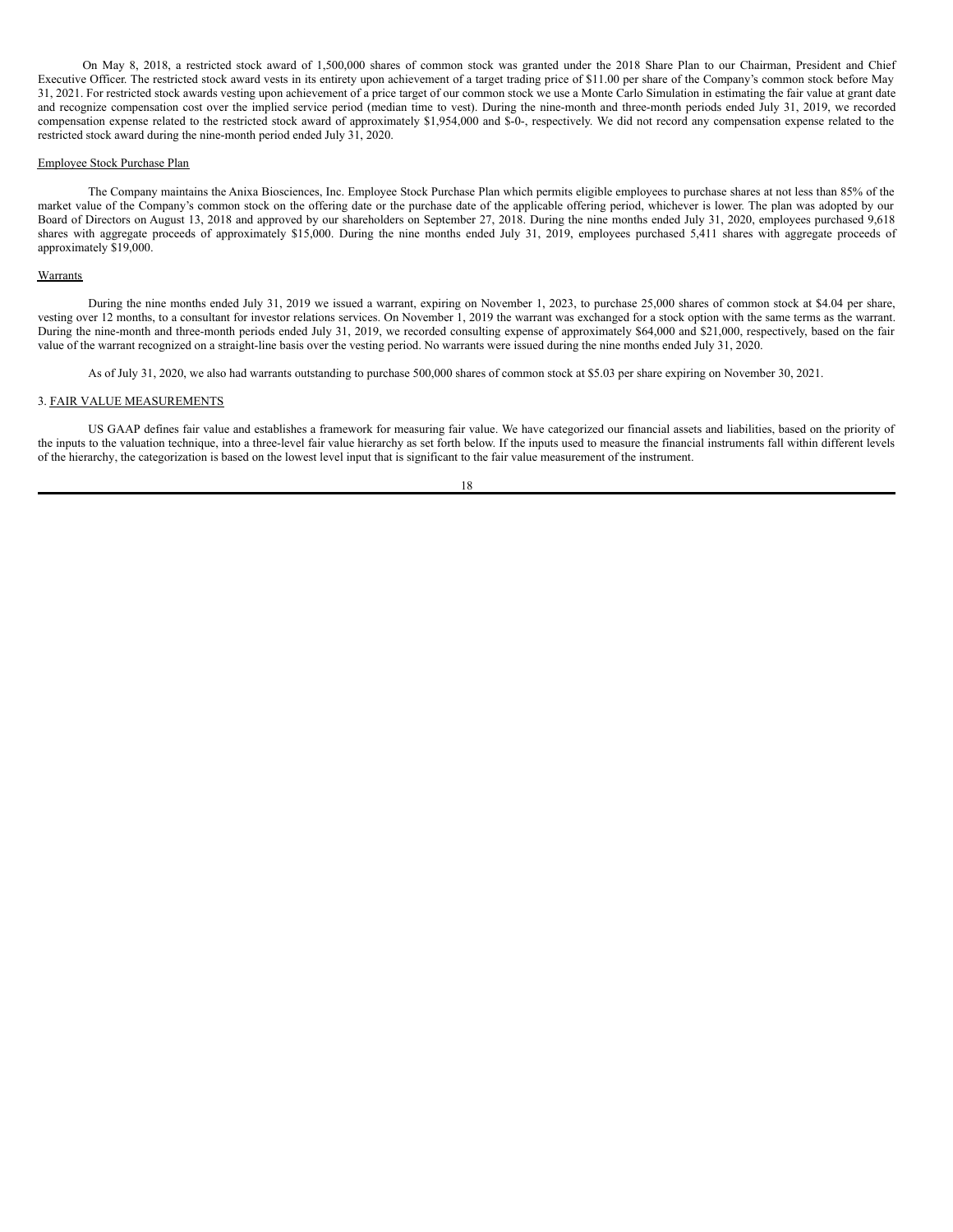On May 8, 2018, a restricted stock award of 1,500,000 shares of common stock was granted under the 2018 Share Plan to our Chairman, President and Chief Executive Officer. The restricted stock award vests in its entirety upon achievement of a target trading price of $11.00 per share of the Company's common stock before May 31, 2021. For restricted stock awards vesting upon achievement of a price target of our common stock we use a Monte Carlo Simulation in estimating the fair value at grant date and recognize compensation cost over the implied service period (median time to vest). During the nine-month and three-month periods ended July 31, 2019, we recorded compensation expense related to the restricted stock award of approximately $1,954,000 and $-0-, respectively. We did not record any compensation expense related to the restricted stock award during the nine-month period ended July 31, 2020.

Employee Stock Purchase Plan

The Company maintains the Anixa Biosciences, Inc. Employee Stock Purchase Plan which permits eligible employees to purchase shares at not less than 85% of the market value of the Company's common stock on the offering date or the purchase date of the applicable offering period, whichever is lower. The plan was adopted by our Board of Directors on August 13, 2018 and approved by our shareholders on September 27, 2018. During the nine months ended July 31, 2020, employees purchased 9,618 shares with aggregate proceeds of approximately $15,000. During the nine months ended July 31, 2019, employees purchased 5,411 shares with aggregate proceeds of approximately $19,000.

Warrants

During the nine months ended July 31, 2019 we issued a warrant, expiring on November 1, 2023, to purchase 25,000 shares of common stock at $4.04 per share, vesting over 12 months, to a consultant for investor relations services. On November 1, 2019 the warrant was exchanged for a stock option with the same terms as the warrant. During the nine-month and three-month periods ended July 31, 2019, we recorded consulting expense of approximately $64,000 and $21,000, respectively, based on the fair value of the warrant recognized on a straight-line basis over the vesting period. No warrants were issued during the nine months ended July 31, 2020.

As of July 31, 2020, we also had warrants outstanding to purchase 500,000 shares of common stock at $5.03 per share expiring on November 30, 2021.

## 3. FAIR VALUE MEASUREMENTS

US GAAP defines fair value and establishes a framework for measuring fair value. We have categorized our financial assets and liabilities, based on the priority of the inputs to the valuation technique, into a three-level fair value hierarchy as set forth below. If the inputs used to measure the financial instruments fall within different levels of the hierarchy, the categorization is based on the lowest level input that is significant to the fair value measurement of the instrument.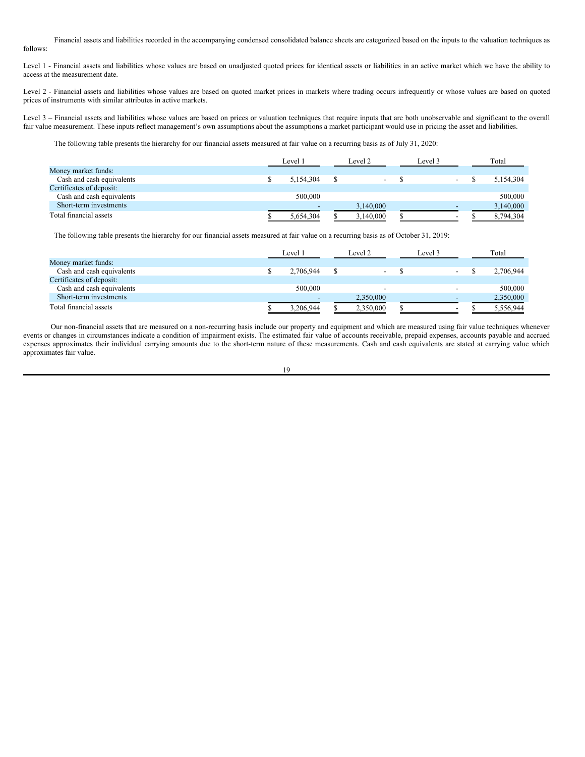Financial assets and liabilities recorded in the accompanying condensed consolidated balance sheets are categorized based on the inputs to the valuation techniques as follows:

Level 1 - Financial assets and liabilities whose values are based on unadjusted quoted prices for identical assets or liabilities in an active market which we have the ability to access at the measurement date.

Level 2 - Financial assets and liabilities whose values are based on quoted market prices in markets where trading occurs infrequently or whose values are based on quoted prices of instruments with similar attributes in active markets.

Level 3 – Financial assets and liabilities whose values are based on prices or valuation techniques that require inputs that are both unobservable and significant to the overall fair value measurement. These inputs reflect management's own assumptions about the assumptions a market participant would use in pricing the asset and liabilities.

The following table presents the hierarchy for our financial assets measured at fair value on a recurring basis as of July 31, 2020:

| | Level 1 | Level 2 | Level 3 | Total |
|---|---|---|---|---|
| Money market funds: | | | | |
| Cash and cash equivalents | $ 5,154,304 | $ - | $ - | $ 5,154,304 |
| Certificates of deposit: | | | | |
| Cash and cash equivalents | 500,000 | | | 500,000 |
| Short-term investments | - | 3,140,000 | - | 3,140,000 |
| Total financial assets | $ 5,654,304 | $ 3,140,000 | $ - | $ 8,794,304 |

The following table presents the hierarchy for our financial assets measured at fair value on a recurring basis as of October 31, 2019:

| | Level 1 | Level 2 | Level 3 | Total |
|---|---|---|---|---|
| Money market funds: | | | | |
| Cash and cash equivalents | $ 2,706,944 | $ - | $ - | $ 2,706,944 |
| Certificates of deposit: | | | | |
| Cash and cash equivalents | 500,000 | - | - | 500,000 |
| Short-term investments | - | 2,350,000 | - | 2,350,000 |
| Total financial assets | $ 3,206,944 | $ 2,350,000 | $ - | $ 5,556,944 |

Our non-financial assets that are measured on a non-recurring basis include our property and equipment and which are measured using fair value techniques whenever events or changes in circumstances indicate a condition of impairment exists. The estimated fair value of accounts receivable, prepaid expenses, accounts payable and accrued expenses approximates their individual carrying amounts due to the short-term nature of these measurements. Cash and cash equivalents are stated at carrying value which approximates fair value.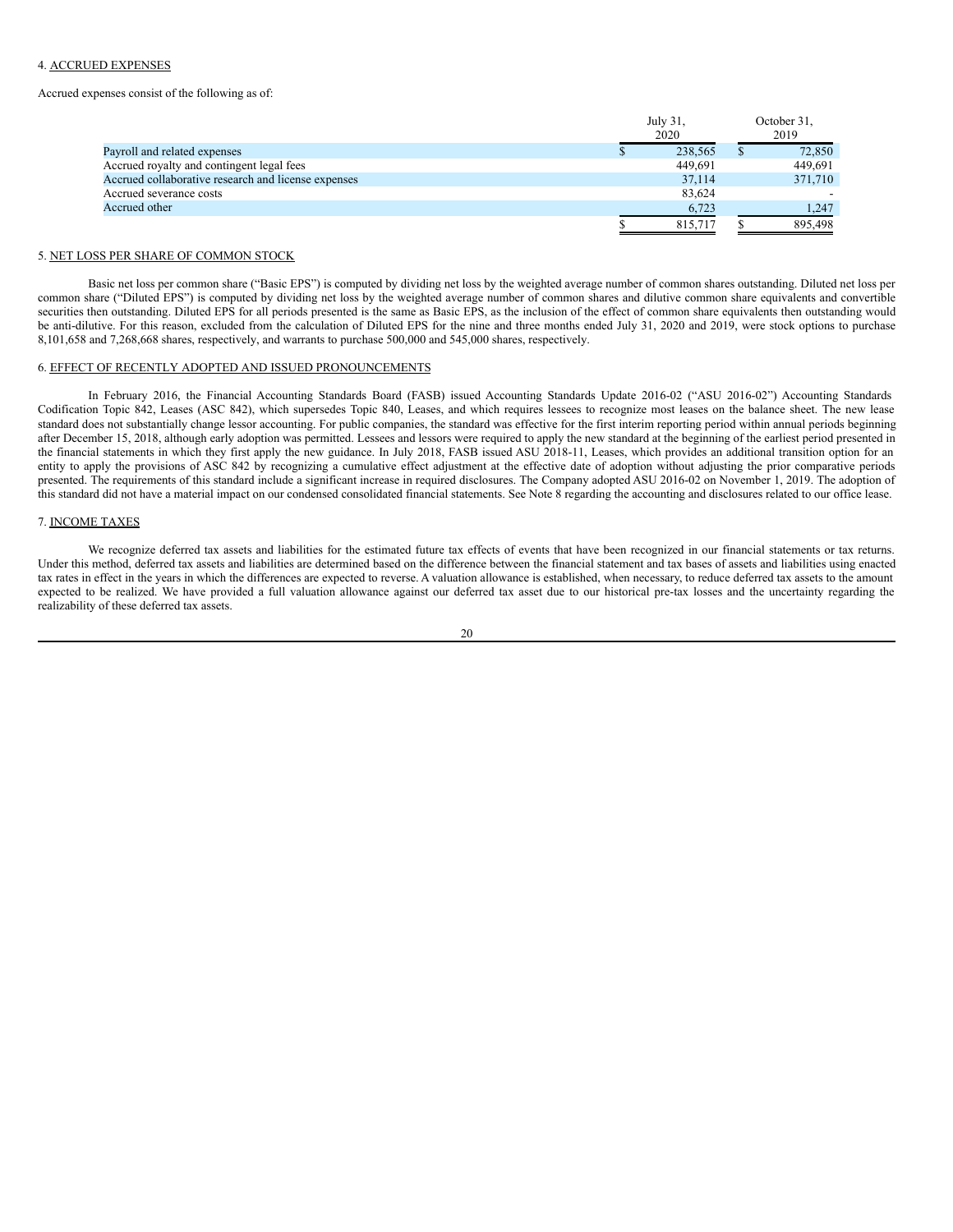4. ACCRUED EXPENSES

Accrued expenses consist of the following as of:

| | July 31, 2020 | October 31, 2019 |
|---|---|---|
| Payroll and related expenses | $ 238,565 | $ 72,850 |
| Accrued royalty and contingent legal fees | 449,691 | 449,691 |
| Accrued collaborative research and license expenses | 37,114 | 371,710 |
| Accrued severance costs | 83,624 | - |
| Accrued other | 6,723 | 1,247 |
| | $ 815,717 | $ 895,498 |

5. NET LOSS PER SHARE OF COMMON STOCK

Basic net loss per common share ("Basic EPS") is computed by dividing net loss by the weighted average number of common shares outstanding. Diluted net loss per common share ("Diluted EPS") is computed by dividing net loss by the weighted average number of common shares and dilutive common share equivalents and convertible securities then outstanding. Diluted EPS for all periods presented is the same as Basic EPS, as the inclusion of the effect of common share equivalents then outstanding would be anti-dilutive. For this reason, excluded from the calculation of Diluted EPS for the nine and three months ended July 31, 2020 and 2019, were stock options to purchase 8,101,658 and 7,268,668 shares, respectively, and warrants to purchase 500,000 and 545,000 shares, respectively.

6. EFFECT OF RECENTLY ADOPTED AND ISSUED PRONOUNCEMENTS

In February 2016, the Financial Accounting Standards Board (FASB) issued Accounting Standards Update 2016-02 ("ASU 2016-02") Accounting Standards Codification Topic 842, Leases (ASC 842), which supersedes Topic 840, Leases, and which requires lessees to recognize most leases on the balance sheet. The new lease standard does not substantially change lessor accounting. For public companies, the standard was effective for the first interim reporting period within annual periods beginning after December 15, 2018, although early adoption was permitted. Lessees and lessors were required to apply the new standard at the beginning of the earliest period presented in the financial statements in which they first apply the new guidance. In July 2018, FASB issued ASU 2018-11, Leases, which provides an additional transition option for an entity to apply the provisions of ASC 842 by recognizing a cumulative effect adjustment at the effective date of adoption without adjusting the prior comparative periods presented. The requirements of this standard include a significant increase in required disclosures. The Company adopted ASU 2016-02 on November 1, 2019. The adoption of this standard did not have a material impact on our condensed consolidated financial statements. See Note 8 regarding the accounting and disclosures related to our office lease.

7. INCOME TAXES

We recognize deferred tax assets and liabilities for the estimated future tax effects of events that have been recognized in our financial statements or tax returns. Under this method, deferred tax assets and liabilities are determined based on the difference between the financial statement and tax bases of assets and liabilities using enacted tax rates in effect in the years in which the differences are expected to reverse. A valuation allowance is established, when necessary, to reduce deferred tax assets to the amount expected to be realized. We have provided a full valuation allowance against our deferred tax asset due to our historical pre-tax losses and the uncertainty regarding the realizability of these deferred tax assets.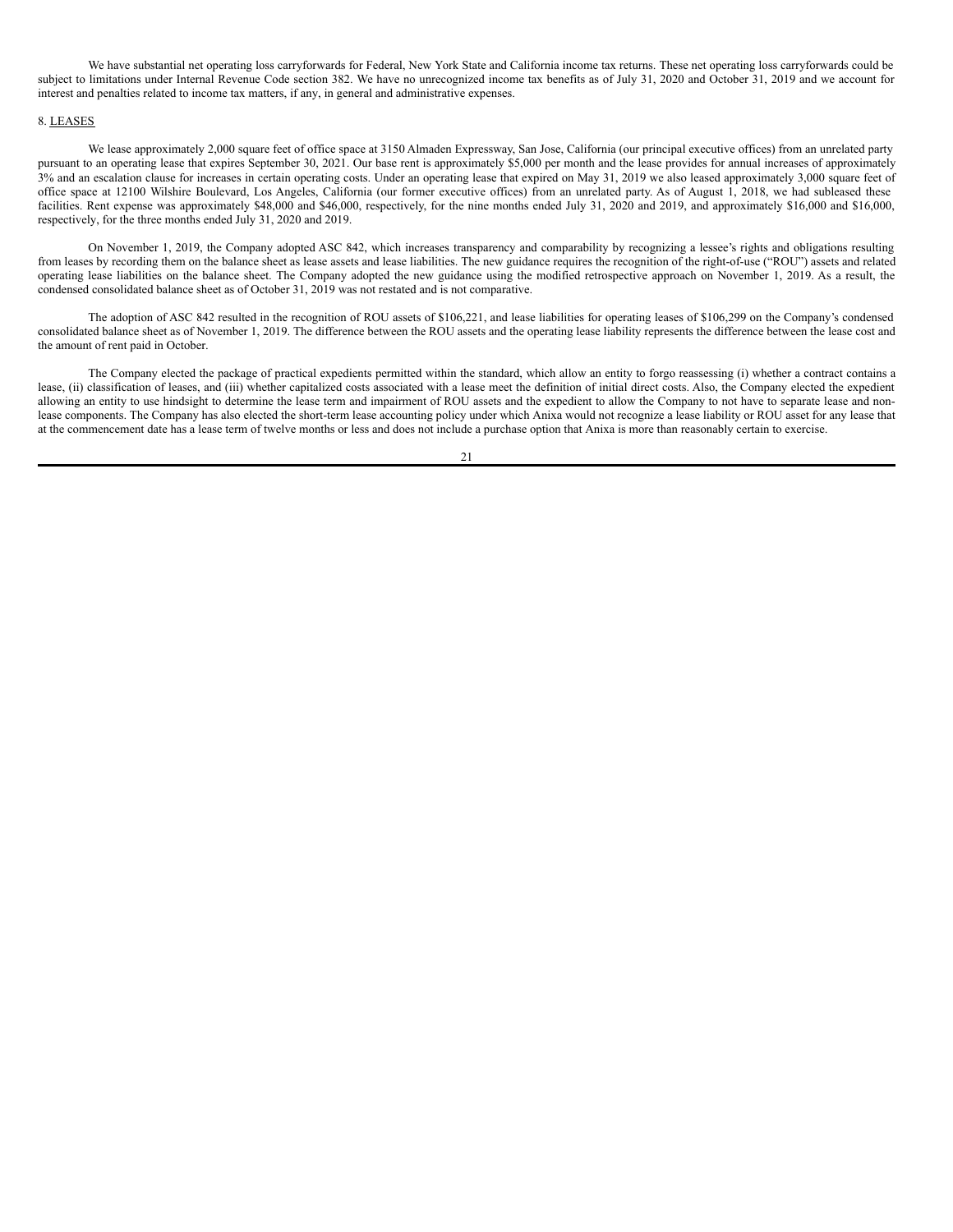We have substantial net operating loss carryforwards for Federal, New York State and California income tax returns. These net operating loss carryforwards could be subject to limitations under Internal Revenue Code section 382. We have no unrecognized income tax benefits as of July 31, 2020 and October 31, 2019 and we account for interest and penalties related to income tax matters, if any, in general and administrative expenses.

8. LEASES

We lease approximately 2,000 square feet of office space at 3150 Almaden Expressway, San Jose, California (our principal executive offices) from an unrelated party pursuant to an operating lease that expires September 30, 2021. Our base rent is approximately $5,000 per month and the lease provides for annual increases of approximately 3% and an escalation clause for increases in certain operating costs. Under an operating lease that expired on May 31, 2019 we also leased approximately 3,000 square feet of office space at 12100 Wilshire Boulevard, Los Angeles, California (our former executive offices) from an unrelated party. As of August 1, 2018, we had subleased these facilities. Rent expense was approximately $48,000 and $46,000, respectively, for the nine months ended July 31, 2020 and 2019, and approximately $16,000 and $16,000, respectively, for the three months ended July 31, 2020 and 2019.

On November 1, 2019, the Company adopted ASC 842, which increases transparency and comparability by recognizing a lessee's rights and obligations resulting from leases by recording them on the balance sheet as lease assets and lease liabilities. The new guidance requires the recognition of the right-of-use ("ROU") assets and related operating lease liabilities on the balance sheet. The Company adopted the new guidance using the modified retrospective approach on November 1, 2019. As a result, the condensed consolidated balance sheet as of October 31, 2019 was not restated and is not comparative.

The adoption of ASC 842 resulted in the recognition of ROU assets of $106,221, and lease liabilities for operating leases of $106,299 on the Company's condensed consolidated balance sheet as of November 1, 2019. The difference between the ROU assets and the operating lease liability represents the difference between the lease cost and the amount of rent paid in October.

The Company elected the package of practical expedients permitted within the standard, which allow an entity to forgo reassessing (i) whether a contract contains a lease, (ii) classification of leases, and (iii) whether capitalized costs associated with a lease meet the definition of initial direct costs. Also, the Company elected the expedient allowing an entity to use hindsight to determine the lease term and impairment of ROU assets and the expedient to allow the Company to not have to separate lease and non-lease components. The Company has also elected the short-term lease accounting policy under which Anixa would not recognize a lease liability or ROU asset for any lease that at the commencement date has a lease term of twelve months or less and does not include a purchase option that Anixa is more than reasonably certain to exercise.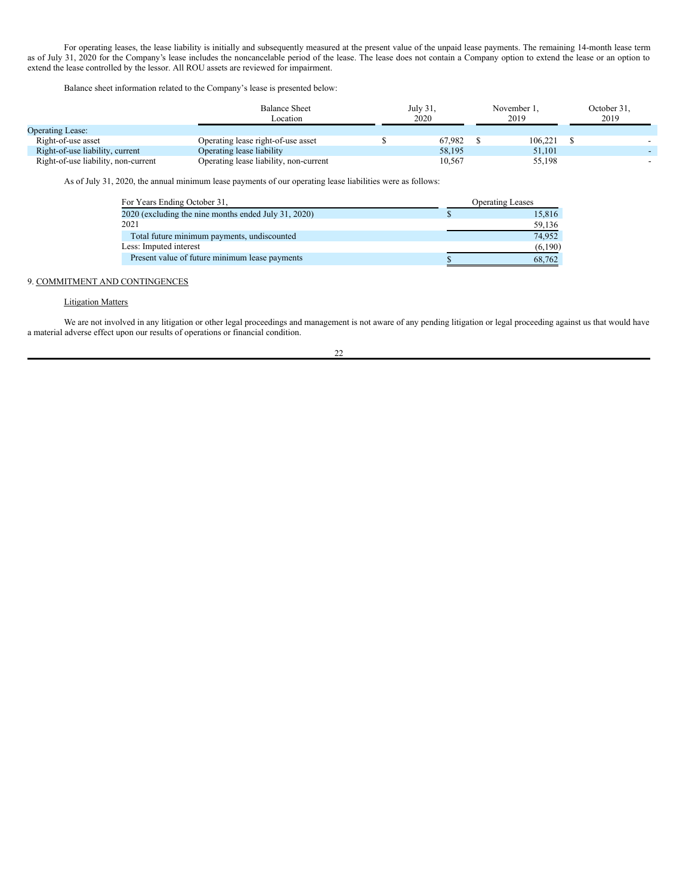For operating leases, the lease liability is initially and subsequently measured at the present value of the unpaid lease payments. The remaining 14-month lease term as of July 31, 2020 for the Company's lease includes the noncancelable period of the lease. The lease does not contain a Company option to extend the lease or an option to extend the lease controlled by the lessor. All ROU assets are reviewed for impairment.

Balance sheet information related to the Company's lease is presented below:

| | Balance Sheet Location | July 31, 2020 | November 1, 2019 | October 31, 2019 |
|---|---|---|---|---|
| Operating Lease: | | | | |
| Right-of-use asset | Operating lease right-of-use asset | $ 67,982 | $ 106,221 | $ - |
| Right-of-use liability, current | Operating lease liability | 58,195 | 51,101 | - |
| Right-of-use liability, non-current | Operating lease liability, non-current | 10,567 | 55,198 | - |

As of July 31, 2020, the annual minimum lease payments of our operating lease liabilities were as follows:

| For Years Ending October 31, | Operating Leases |
|---|---|
| 2020 (excluding the nine months ended July 31, 2020) | $ 15,816 |
| 2021 | 59,136 |
| Total future minimum payments, undiscounted | 74,952 |
| Less: Imputed interest | (6,190) |
| Present value of future minimum lease payments | $ 68,762 |

9. COMMITMENT AND CONTINGENCES

Litigation Matters

We are not involved in any litigation or other legal proceedings and management is not aware of any pending litigation or legal proceeding against us that would have a material adverse effect upon our results of operations or financial condition.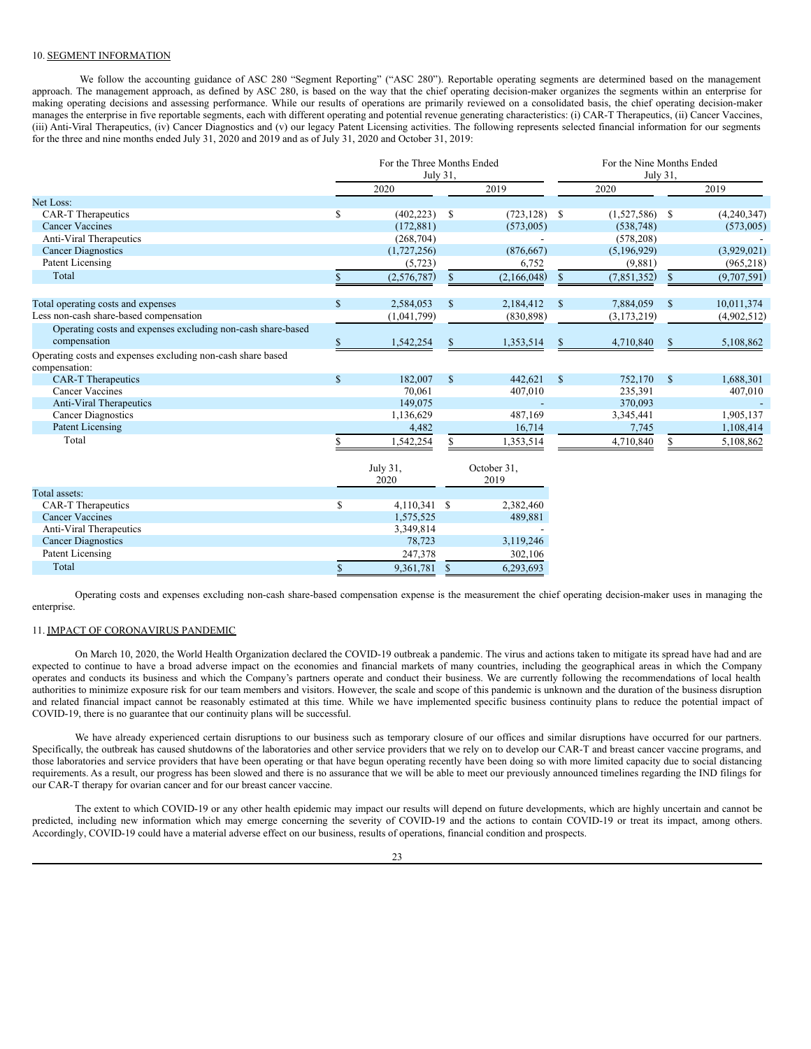10. SEGMENT INFORMATION

We follow the accounting guidance of ASC 280 "Segment Reporting" ("ASC 280"). Reportable operating segments are determined based on the management approach. The management approach, as defined by ASC 280, is based on the way that the chief operating decision-maker organizes the segments within an enterprise for making operating decisions and assessing performance. While our results of operations are primarily reviewed on a consolidated basis, the chief operating decision-maker manages the enterprise in five reportable segments, each with different operating and potential revenue generating characteristics: (i) CAR-T Therapeutics, (ii) Cancer Vaccines, (iii) Anti-Viral Therapeutics, (iv) Cancer Diagnostics and (v) our legacy Patent Licensing activities. The following represents selected financial information for our segments for the three and nine months ended July 31, 2020 and 2019 and as of July 31, 2020 and October 31, 2019:

| | For the Three Months Ended July 31, | | For the Nine Months Ended July 31, | |
|---|---|---|---|---|
| | 2020 | 2019 | 2020 | 2019 |
| Net Loss: | | | | |
| CAR-T Therapeutics | $ (402,223) | $ (723,128) | $ (1,527,586) | $ (4,240,347) |
| Cancer Vaccines | (172,881) | (573,005) | (538,748) | (573,005) |
| Anti-Viral Therapeutics | (268,704) | - | (578,208) | - |
| Cancer Diagnostics | (1,727,256) | (876,667) | (5,196,929) | (3,929,021) |
| Patent Licensing | (5,723) | 6,752 | (9,881) | (965,218) |
| Total | $ (2,576,787) | $ (2,166,048) | $ (7,851,352) | $ (9,707,591) |
| | | | | |
| Total operating costs and expenses | $ 2,584,053 | $ 2,184,412 | $ 7,884,059 | $ 10,011,374 |
| Less non-cash share-based compensation | (1,041,799) | (830,898) | (3,173,219) | (4,902,512) |
| Operating costs and expenses excluding non-cash share-based compensation | $ 1,542,254 | $ 1,353,514 | $ 4,710,840 | $ 5,108,862 |
| Operating costs and expenses excluding non-cash share based compensation: | | | | |
| CAR-T Therapeutics | $ 182,007 | $ 442,621 | $ 752,170 | $ 1,688,301 |
| Cancer Vaccines | 70,061 | 407,010 | 235,391 | 407,010 |
| Anti-Viral Therapeutics | 149,075 | - | 370,093 | - |
| Cancer Diagnostics | 1,136,629 | 487,169 | 3,345,441 | 1,905,137 |
| Patent Licensing | 4,482 | 16,714 | 7,745 | 1,108,414 |
| Total | $ 1,542,254 | $ 1,353,514 | 4,710,840 | $ 5,108,862 |

| | July 31, 2020 | October 31, 2019 |
|---|---|---|
| Total assets: | | |
| CAR-T Therapeutics | $ 4,110,341 | $ 2,382,460 |
| Cancer Vaccines | 1,575,525 | 489,881 |
| Anti-Viral Therapeutics | 3,349,814 | - |
| Cancer Diagnostics | 78,723 | 3,119,246 |
| Patent Licensing | 247,378 | 302,106 |
| Total | $ 9,361,781 | $ 6,293,693 |

Operating costs and expenses excluding non-cash share-based compensation expense is the measurement the chief operating decision-maker uses in managing the enterprise.

11. IMPACT OF CORONAVIRUS PANDEMIC

On March 10, 2020, the World Health Organization declared the COVID-19 outbreak a pandemic. The virus and actions taken to mitigate its spread have had and are expected to continue to have a broad adverse impact on the economies and financial markets of many countries, including the geographical areas in which the Company operates and conducts its business and which the Company's partners operate and conduct their business. We are currently following the recommendations of local health authorities to minimize exposure risk for our team members and visitors. However, the scale and scope of this pandemic is unknown and the duration of the business disruption and related financial impact cannot be reasonably estimated at this time. While we have implemented specific business continuity plans to reduce the potential impact of COVID-19, there is no guarantee that our continuity plans will be successful.

We have already experienced certain disruptions to our business such as temporary closure of our offices and similar disruptions have occurred for our partners. Specifically, the outbreak has caused shutdowns of the laboratories and other service providers that we rely on to develop our CAR-T and breast cancer vaccine programs, and those laboratories and service providers that have been operating or that have begun operating recently have been doing so with more limited capacity due to social distancing requirements. As a result, our progress has been slowed and there is no assurance that we will be able to meet our previously announced timelines regarding the IND filings for our CAR-T therapy for ovarian cancer and for our breast cancer vaccine.

The extent to which COVID-19 or any other health epidemic may impact our results will depend on future developments, which are highly uncertain and cannot be predicted, including new information which may emerge concerning the severity of COVID-19 and the actions to contain COVID-19 or treat its impact, among others. Accordingly, COVID-19 could have a material adverse effect on our business, results of operations, financial condition and prospects.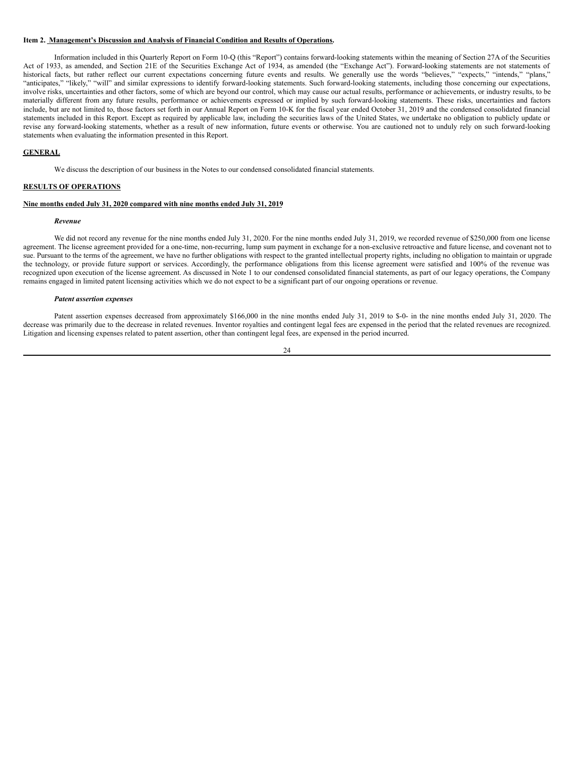## Item 2. Management's Discussion and Analysis of Financial Condition and Results of Operations.

Information included in this Quarterly Report on Form 10-Q (this "Report") contains forward-looking statements within the meaning of Section 27A of the Securities Act of 1933, as amended, and Section 21E of the Securities Exchange Act of 1934, as amended (the "Exchange Act"). Forward-looking statements are not statements of historical facts, but rather reflect our current expectations concerning future events and results. We generally use the words "believes," "expects," "intends," "plans," "anticipates," "likely," "will" and similar expressions to identify forward-looking statements. Such forward-looking statements, including those concerning our expectations, involve risks, uncertainties and other factors, some of which are beyond our control, which may cause our actual results, performance or achievements, or industry results, to be materially different from any future results, performance or achievements expressed or implied by such forward-looking statements. These risks, uncertainties and factors include, but are not limited to, those factors set forth in our Annual Report on Form 10-K for the fiscal year ended October 31, 2019 and the condensed consolidated financial statements included in this Report. Except as required by applicable law, including the securities laws of the United States, we undertake no obligation to publicly update or revise any forward-looking statements, whether as a result of new information, future events or otherwise. You are cautioned not to unduly rely on such forward-looking statements when evaluating the information presented in this Report.

### GENERAL

We discuss the description of our business in the Notes to our condensed consolidated financial statements.

### RESULTS OF OPERATIONS

#### Nine months ended July 31, 2020 compared with nine months ended July 31, 2019

***Revenue***

We did not record any revenue for the nine months ended July 31, 2020. For the nine months ended July 31, 2019, we recorded revenue of $250,000 from one license agreement. The license agreement provided for a one-time, non-recurring, lump sum payment in exchange for a non-exclusive retroactive and future license, and covenant not to sue. Pursuant to the terms of the agreement, we have no further obligations with respect to the granted intellectual property rights, including no obligation to maintain or upgrade the technology, or provide future support or services. Accordingly, the performance obligations from this license agreement were satisfied and 100% of the revenue was recognized upon execution of the license agreement. As discussed in Note 1 to our condensed consolidated financial statements, as part of our legacy operations, the Company remains engaged in limited patent licensing activities which we do not expect to be a significant part of our ongoing operations or revenue.

***Patent assertion expenses***

Patent assertion expenses decreased from approximately $166,000 in the nine months ended July 31, 2019 to $-0- in the nine months ended July 31, 2020. The decrease was primarily due to the decrease in related revenues. Inventor royalties and contingent legal fees are expensed in the period that the related revenues are recognized. Litigation and licensing expenses related to patent assertion, other than contingent legal fees, are expensed in the period incurred.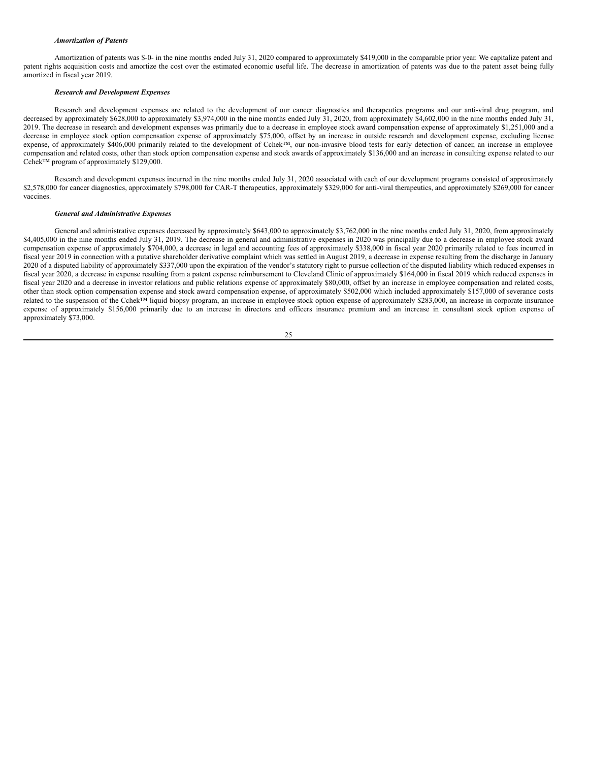***Amortization of Patents***

Amortization of patents was $-0- in the nine months ended July 31, 2020 compared to approximately $419,000 in the comparable prior year. We capitalize patent and patent rights acquisition costs and amortize the cost over the estimated economic useful life. The decrease in amortization of patents was due to the patent asset being fully amortized in fiscal year 2019.

***Research and Development Expenses***

Research and development expenses are related to the development of our cancer diagnostics and therapeutics programs and our anti-viral drug program, and decreased by approximately $628,000 to approximately $3,974,000 in the nine months ended July 31, 2020, from approximately $4,602,000 in the nine months ended July 31, 2019. The decrease in research and development expenses was primarily due to a decrease in employee stock award compensation expense of approximately $1,251,000 and a decrease in employee stock option compensation expense of approximately $75,000, offset by an increase in outside research and development expense, excluding license expense, of approximately $406,000 primarily related to the development of Cchek™, our non-invasive blood tests for early detection of cancer, an increase in employee compensation and related costs, other than stock option compensation expense and stock awards of approximately $136,000 and an increase in consulting expense related to our Cchek™ program of approximately $129,000.

Research and development expenses incurred in the nine months ended July 31, 2020 associated with each of our development programs consisted of approximately $2,578,000 for cancer diagnostics, approximately $798,000 for CAR-T therapeutics, approximately $329,000 for anti-viral therapeutics, and approximately $269,000 for cancer vaccines.

***General and Administrative Expenses***

General and administrative expenses decreased by approximately $643,000 to approximately $3,762,000 in the nine months ended July 31, 2020, from approximately $4,405,000 in the nine months ended July 31, 2019. The decrease in general and administrative expenses in 2020 was principally due to a decrease in employee stock award compensation expense of approximately $704,000, a decrease in legal and accounting fees of approximately $338,000 in fiscal year 2020 primarily related to fees incurred in fiscal year 2019 in connection with a putative shareholder derivative complaint which was settled in August 2019, a decrease in expense resulting from the discharge in January 2020 of a disputed liability of approximately $337,000 upon the expiration of the vendor's statutory right to pursue collection of the disputed liability which reduced expenses in fiscal year 2020, a decrease in expense resulting from a patent expense reimbursement to Cleveland Clinic of approximately $164,000 in fiscal 2019 which reduced expenses in fiscal year 2020 and a decrease in investor relations and public relations expense of approximately $80,000, offset by an increase in employee compensation and related costs, other than stock option compensation expense and stock award compensation expense, of approximately $502,000 which included approximately $157,000 of severance costs related to the suspension of the Cchek™ liquid biopsy program, an increase in employee stock option expense of approximately $283,000, an increase in corporate insurance expense of approximately $156,000 primarily due to an increase in directors and officers insurance premium and an increase in consultant stock option expense of approximately $73,000.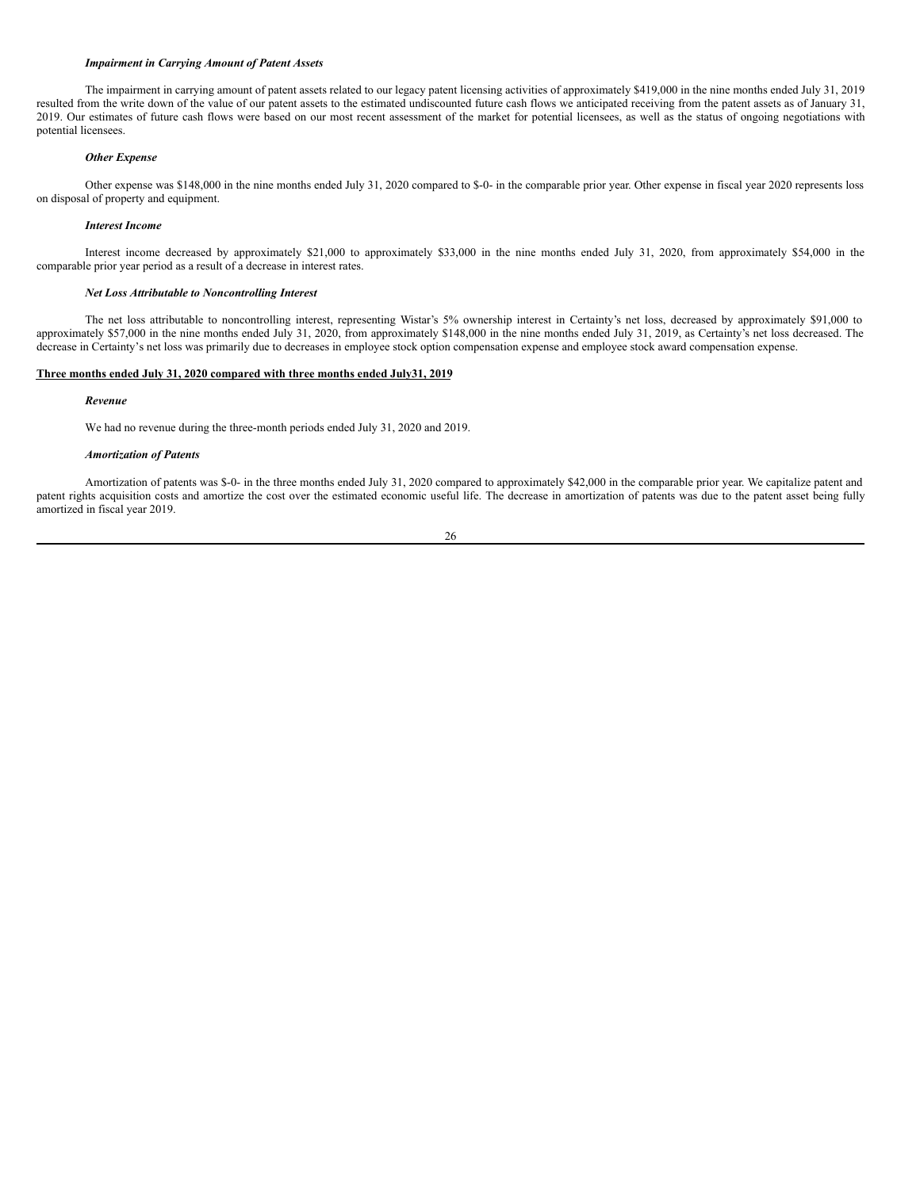***Impairment in Carrying Amount of Patent Assets***

The impairment in carrying amount of patent assets related to our legacy patent licensing activities of approximately $419,000 in the nine months ended July 31, 2019 resulted from the write down of the value of our patent assets to the estimated undiscounted future cash flows we anticipated receiving from the patent assets as of January 31, 2019. Our estimates of future cash flows were based on our most recent assessment of the market for potential licensees, as well as the status of ongoing negotiations with potential licensees.

***Other Expense***

Other expense was $148,000 in the nine months ended July 31, 2020 compared to $-0- in the comparable prior year. Other expense in fiscal year 2020 represents loss on disposal of property and equipment.

***Interest Income***

Interest income decreased by approximately $21,000 to approximately $33,000 in the nine months ended July 31, 2020, from approximately $54,000 in the comparable prior year period as a result of a decrease in interest rates.

***Net Loss Attributable to Noncontrolling Interest***

The net loss attributable to noncontrolling interest, representing Wistar's 5% ownership interest in Certainty's net loss, decreased by approximately $91,000 to approximately $57,000 in the nine months ended July 31, 2020, from approximately $148,000 in the nine months ended July 31, 2019, as Certainty's net loss decreased. The decrease in Certainty's net loss was primarily due to decreases in employee stock option compensation expense and employee stock award compensation expense.

**Three months ended July 31, 2020 compared with three months ended July31, 2019**

***Revenue***

We had no revenue during the three-month periods ended July 31, 2020 and 2019.

***Amortization of Patents***

Amortization of patents was $-0- in the three months ended July 31, 2020 compared to approximately $42,000 in the comparable prior year. We capitalize patent and patent rights acquisition costs and amortize the cost over the estimated economic useful life. The decrease in amortization of patents was due to the patent asset being fully amortized in fiscal year 2019.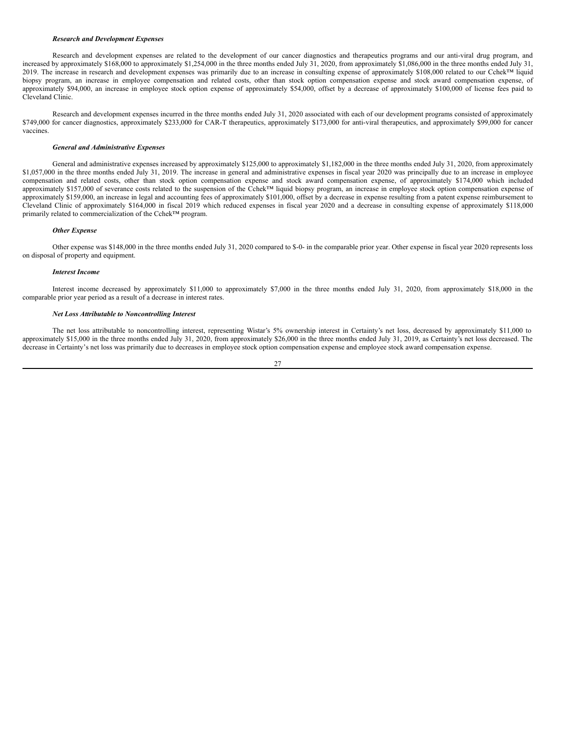***Research and Development Expenses***

Research and development expenses are related to the development of our cancer diagnostics and therapeutics programs and our anti-viral drug program, and increased by approximately $168,000 to approximately $1,254,000 in the three months ended July 31, 2020, from approximately $1,086,000 in the three months ended July 31, 2019. The increase in research and development expenses was primarily due to an increase in consulting expense of approximately $108,000 related to our Cchek™ liquid biopsy program, an increase in employee compensation and related costs, other than stock option compensation expense and stock award compensation expense, of approximately $94,000, an increase in employee stock option expense of approximately $54,000, offset by a decrease of approximately $100,000 of license fees paid to Cleveland Clinic.

Research and development expenses incurred in the three months ended July 31, 2020 associated with each of our development programs consisted of approximately $749,000 for cancer diagnostics, approximately $233,000 for CAR-T therapeutics, approximately $173,000 for anti-viral therapeutics, and approximately $99,000 for cancer vaccines.

***General and Administrative Expenses***

General and administrative expenses increased by approximately $125,000 to approximately $1,182,000 in the three months ended July 31, 2020, from approximately $1,057,000 in the three months ended July 31, 2019. The increase in general and administrative expenses in fiscal year 2020 was principally due to an increase in employee compensation and related costs, other than stock option compensation expense and stock award compensation expense, of approximately $174,000 which included approximately $157,000 of severance costs related to the suspension of the Cchek™ liquid biopsy program, an increase in employee stock option compensation expense of approximately $159,000, an increase in legal and accounting fees of approximately $101,000, offset by a decrease in expense resulting from a patent expense reimbursement to Cleveland Clinic of approximately $164,000 in fiscal 2019 which reduced expenses in fiscal year 2020 and a decrease in consulting expense of approximately $118,000 primarily related to commercialization of the Cchek™ program.

***Other Expense***

Other expense was $148,000 in the three months ended July 31, 2020 compared to $-0- in the comparable prior year. Other expense in fiscal year 2020 represents loss on disposal of property and equipment.

***Interest Income***

Interest income decreased by approximately $11,000 to approximately $7,000 in the three months ended July 31, 2020, from approximately $18,000 in the comparable prior year period as a result of a decrease in interest rates.

***Net Loss Attributable to Noncontrolling Interest***

The net loss attributable to noncontrolling interest, representing Wistar's 5% ownership interest in Certainty's net loss, decreased by approximately $11,000 to approximately $15,000 in the three months ended July 31, 2020, from approximately $26,000 in the three months ended July 31, 2019, as Certainty's net loss decreased. The decrease in Certainty's net loss was primarily due to decreases in employee stock option compensation expense and employee stock award compensation expense.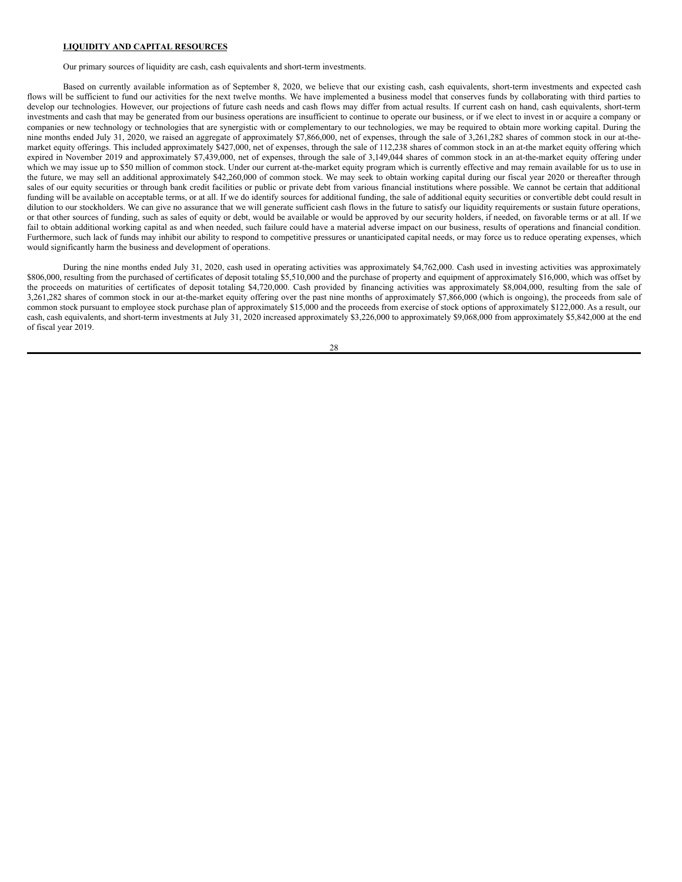**LIQUIDITY AND CAPITAL RESOURCES**

Our primary sources of liquidity are cash, cash equivalents and short-term investments.

Based on currently available information as of September 8, 2020, we believe that our existing cash, cash equivalents, short-term investments and expected cash flows will be sufficient to fund our activities for the next twelve months. We have implemented a business model that conserves funds by collaborating with third parties to develop our technologies. However, our projections of future cash needs and cash flows may differ from actual results. If current cash on hand, cash equivalents, short-term investments and cash that may be generated from our business operations are insufficient to continue to operate our business, or if we elect to invest in or acquire a company or companies or new technology or technologies that are synergistic with or complementary to our technologies, we may be required to obtain more working capital. During the nine months ended July 31, 2020, we raised an aggregate of approximately $7,866,000, net of expenses, through the sale of 3,261,282 shares of common stock in our at-the-market equity offerings. This included approximately $427,000, net of expenses, through the sale of 112,238 shares of common stock in an at-the market equity offering which expired in November 2019 and approximately $7,439,000, net of expenses, through the sale of 3,149,044 shares of common stock in an at-the-market equity offering under which we may issue up to $50 million of common stock. Under our current at-the-market equity program which is currently effective and may remain available for us to use in the future, we may sell an additional approximately $42,260,000 of common stock. We may seek to obtain working capital during our fiscal year 2020 or thereafter through sales of our equity securities or through bank credit facilities or public or private debt from various financial institutions where possible. We cannot be certain that additional funding will be available on acceptable terms, or at all. If we do identify sources for additional funding, the sale of additional equity securities or convertible debt could result in dilution to our stockholders. We can give no assurance that we will generate sufficient cash flows in the future to satisfy our liquidity requirements or sustain future operations, or that other sources of funding, such as sales of equity or debt, would be available or would be approved by our security holders, if needed, on favorable terms or at all. If we fail to obtain additional working capital as and when needed, such failure could have a material adverse impact on our business, results of operations and financial condition. Furthermore, such lack of funds may inhibit our ability to respond to competitive pressures or unanticipated capital needs, or may force us to reduce operating expenses, which would significantly harm the business and development of operations.

During the nine months ended July 31, 2020, cash used in operating activities was approximately $4,762,000. Cash used in investing activities was approximately $806,000, resulting from the purchased of certificates of deposit totaling $5,510,000 and the purchase of property and equipment of approximately $16,000, which was offset by the proceeds on maturities of certificates of deposit totaling $4,720,000. Cash provided by financing activities was approximately $8,004,000, resulting from the sale of 3,261,282 shares of common stock in our at-the-market equity offering over the past nine months of approximately $7,866,000 (which is ongoing), the proceeds from sale of common stock pursuant to employee stock purchase plan of approximately $15,000 and the proceeds from exercise of stock options of approximately $122,000. As a result, our cash, cash equivalents, and short-term investments at July 31, 2020 increased approximately $3,226,000 to approximately $9,068,000 from approximately $5,842,000 at the end of fiscal year 2019.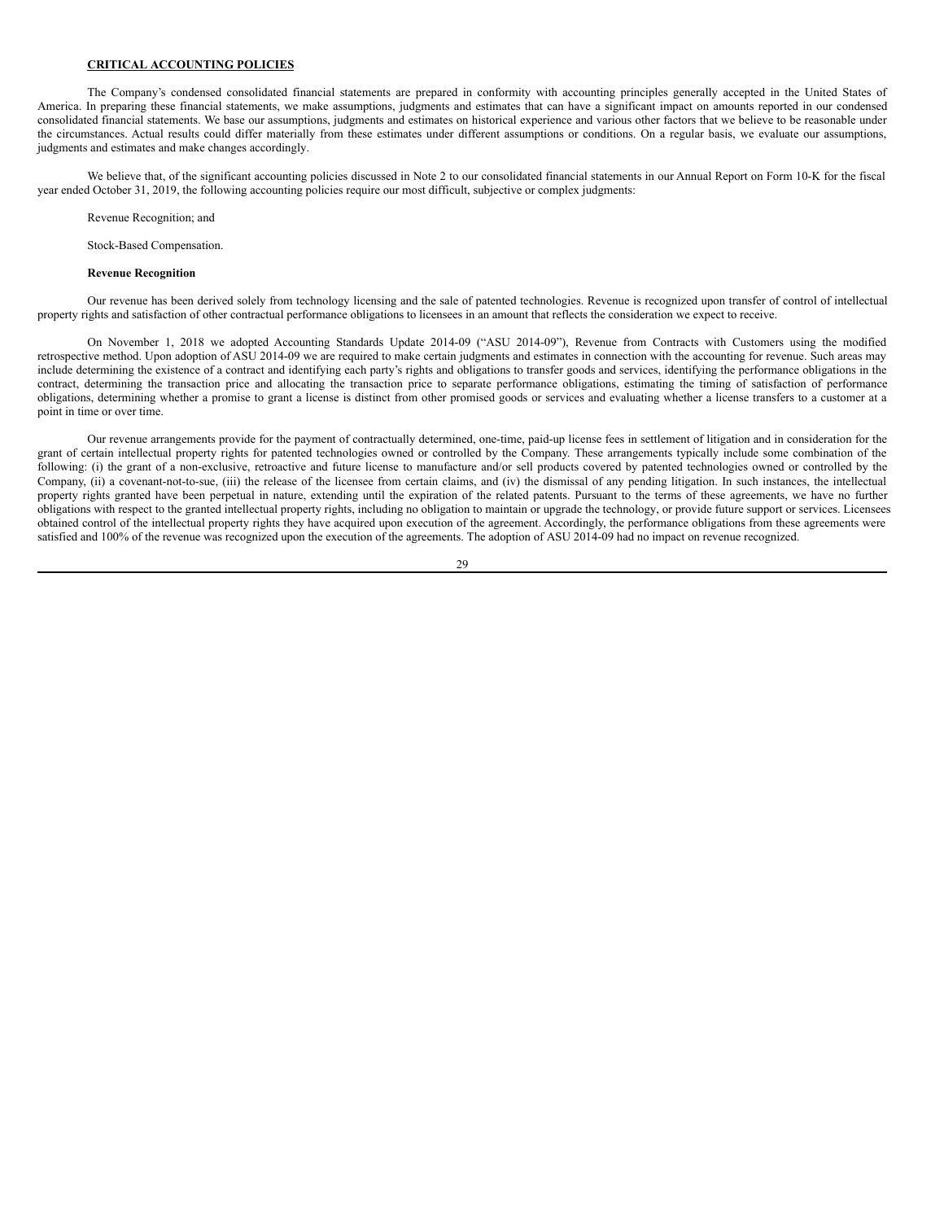## CRITICAL ACCOUNTING POLICIES

The Company's condensed consolidated financial statements are prepared in conformity with accounting principles generally accepted in the United States of America. In preparing these financial statements, we make assumptions, judgments and estimates that can have a significant impact on amounts reported in our condensed consolidated financial statements. We base our assumptions, judgments and estimates on historical experience and various other factors that we believe to be reasonable under the circumstances. Actual results could differ materially from these estimates under different assumptions or conditions. On a regular basis, we evaluate our assumptions, judgments and estimates and make changes accordingly.

We believe that, of the significant accounting policies discussed in Note 2 to our consolidated financial statements in our Annual Report on Form 10-K for the fiscal year ended October 31, 2019, the following accounting policies require our most difficult, subjective or complex judgments:

Revenue Recognition; and

Stock-Based Compensation.

### Revenue Recognition

Our revenue has been derived solely from technology licensing and the sale of patented technologies. Revenue is recognized upon transfer of control of intellectual property rights and satisfaction of other contractual performance obligations to licensees in an amount that reflects the consideration we expect to receive.

On November 1, 2018 we adopted Accounting Standards Update 2014-09 ("ASU 2014-09"), Revenue from Contracts with Customers using the modified retrospective method. Upon adoption of ASU 2014-09 we are required to make certain judgments and estimates in connection with the accounting for revenue. Such areas may include determining the existence of a contract and identifying each party's rights and obligations to transfer goods and services, identifying the performance obligations in the contract, determining the transaction price and allocating the transaction price to separate performance obligations, estimating the timing of satisfaction of performance obligations, determining whether a promise to grant a license is distinct from other promised goods or services and evaluating whether a license transfers to a customer at a point in time or over time.

Our revenue arrangements provide for the payment of contractually determined, one-time, paid-up license fees in settlement of litigation and in consideration for the grant of certain intellectual property rights for patented technologies owned or controlled by the Company. These arrangements typically include some combination of the following: (i) the grant of a non-exclusive, retroactive and future license to manufacture and/or sell products covered by patented technologies owned or controlled by the Company, (ii) a covenant-not-to-sue, (iii) the release of the licensee from certain claims, and (iv) the dismissal of any pending litigation. In such instances, the intellectual property rights granted have been perpetual in nature, extending until the expiration of the related patents. Pursuant to the terms of these agreements, we have no further obligations with respect to the granted intellectual property rights, including no obligation to maintain or upgrade the technology, or provide future support or services. Licensees obtained control of the intellectual property rights they have acquired upon execution of the agreement. Accordingly, the performance obligations from these agreements were satisfied and 100% of the revenue was recognized upon the execution of the agreements. The adoption of ASU 2014-09 had no impact on revenue recognized.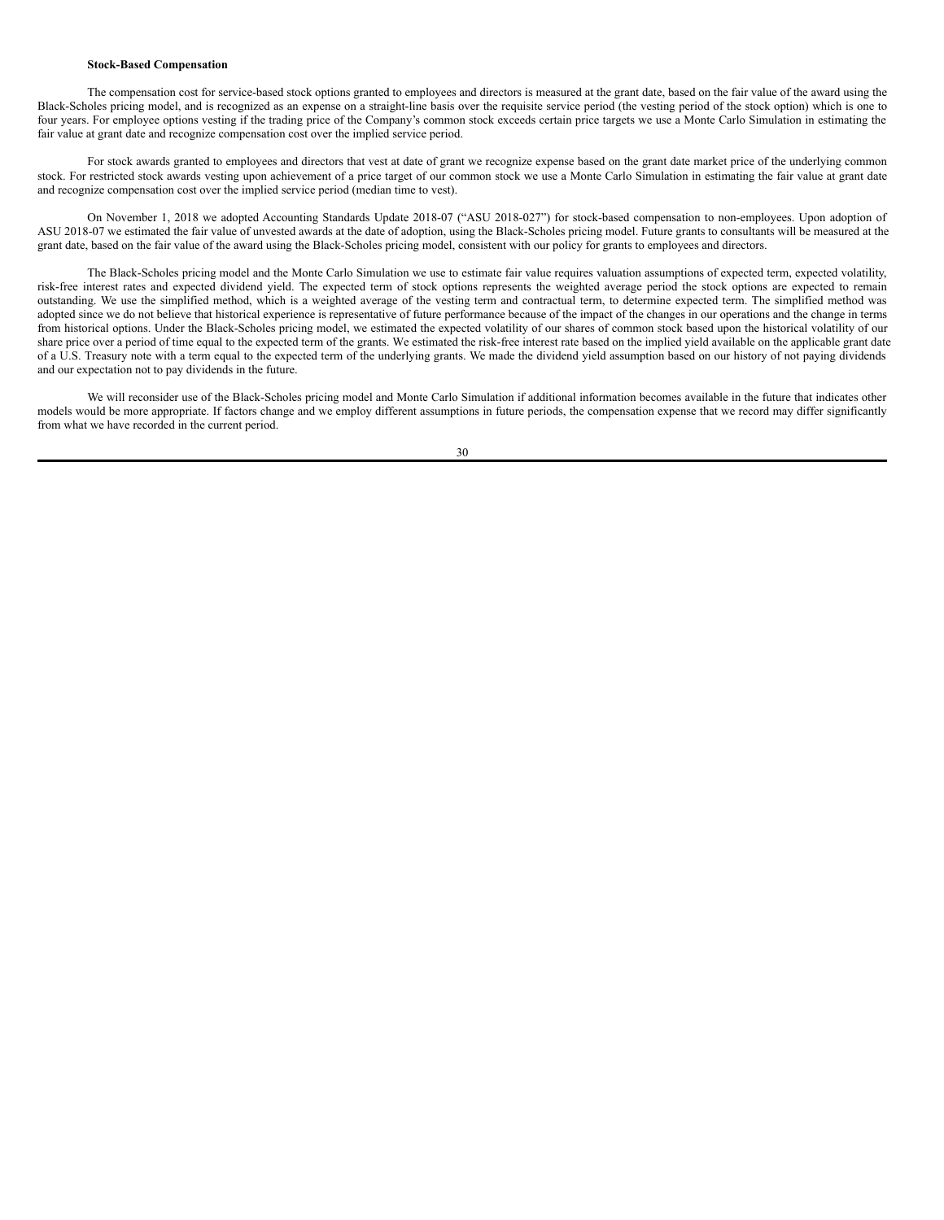**Stock-Based Compensation**

The compensation cost for service-based stock options granted to employees and directors is measured at the grant date, based on the fair value of the award using the Black-Scholes pricing model, and is recognized as an expense on a straight-line basis over the requisite service period (the vesting period of the stock option) which is one to four years. For employee options vesting if the trading price of the Company's common stock exceeds certain price targets we use a Monte Carlo Simulation in estimating the fair value at grant date and recognize compensation cost over the implied service period.

For stock awards granted to employees and directors that vest at date of grant we recognize expense based on the grant date market price of the underlying common stock. For restricted stock awards vesting upon achievement of a price target of our common stock we use a Monte Carlo Simulation in estimating the fair value at grant date and recognize compensation cost over the implied service period (median time to vest).

On November 1, 2018 we adopted Accounting Standards Update 2018-07 ("ASU 2018-027") for stock-based compensation to non-employees. Upon adoption of ASU 2018-07 we estimated the fair value of unvested awards at the date of adoption, using the Black-Scholes pricing model. Future grants to consultants will be measured at the grant date, based on the fair value of the award using the Black-Scholes pricing model, consistent with our policy for grants to employees and directors.

The Black-Scholes pricing model and the Monte Carlo Simulation we use to estimate fair value requires valuation assumptions of expected term, expected volatility, risk-free interest rates and expected dividend yield. The expected term of stock options represents the weighted average period the stock options are expected to remain outstanding. We use the simplified method, which is a weighted average of the vesting term and contractual term, to determine expected term. The simplified method was adopted since we do not believe that historical experience is representative of future performance because of the impact of the changes in our operations and the change in terms from historical options. Under the Black-Scholes pricing model, we estimated the expected volatility of our shares of common stock based upon the historical volatility of our share price over a period of time equal to the expected term of the grants. We estimated the risk-free interest rate based on the implied yield available on the applicable grant date of a U.S. Treasury note with a term equal to the expected term of the underlying grants. We made the dividend yield assumption based on our history of not paying dividends and our expectation not to pay dividends in the future.

We will reconsider use of the Black-Scholes pricing model and Monte Carlo Simulation if additional information becomes available in the future that indicates other models would be more appropriate. If factors change and we employ different assumptions in future periods, the compensation expense that we record may differ significantly from what we have recorded in the current period.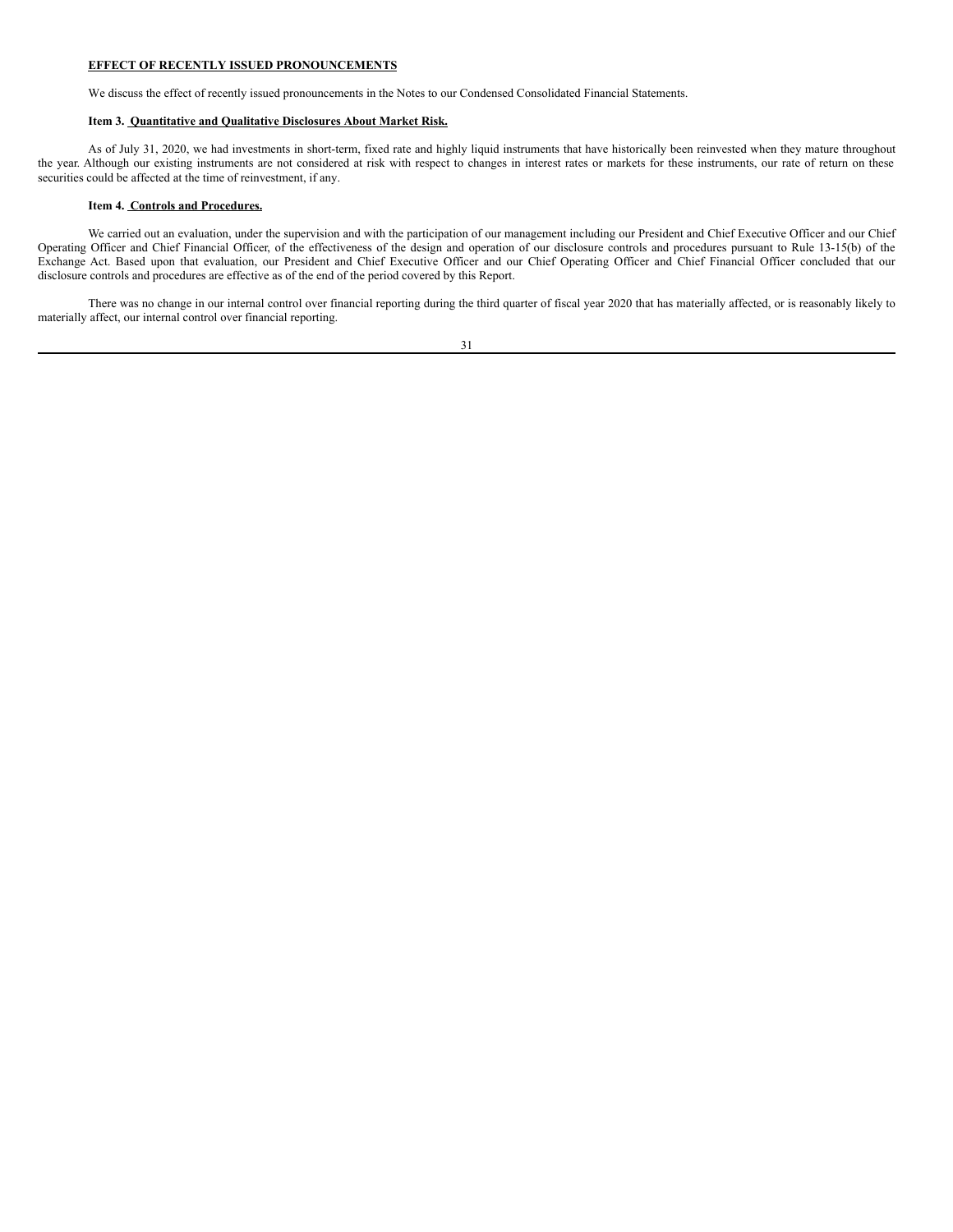**EFFECT OF RECENTLY ISSUED PRONOUNCEMENTS**

We discuss the effect of recently issued pronouncements in the Notes to our Condensed Consolidated Financial Statements.

**Item 3. Quantitative and Qualitative Disclosures About Market Risk.**

As of July 31, 2020, we had investments in short-term, fixed rate and highly liquid instruments that have historically been reinvested when they mature throughout the year. Although our existing instruments are not considered at risk with respect to changes in interest rates or markets for these instruments, our rate of return on these securities could be affected at the time of reinvestment, if any.

**Item 4. Controls and Procedures.**

We carried out an evaluation, under the supervision and with the participation of our management including our President and Chief Executive Officer and our Chief Operating Officer and Chief Financial Officer, of the effectiveness of the design and operation of our disclosure controls and procedures pursuant to Rule 13-15(b) of the Exchange Act. Based upon that evaluation, our President and Chief Executive Officer and our Chief Operating Officer and Chief Financial Officer concluded that our disclosure controls and procedures are effective as of the end of the period covered by this Report.

There was no change in our internal control over financial reporting during the third quarter of fiscal year 2020 that has materially affected, or is reasonably likely to materially affect, our internal control over financial reporting.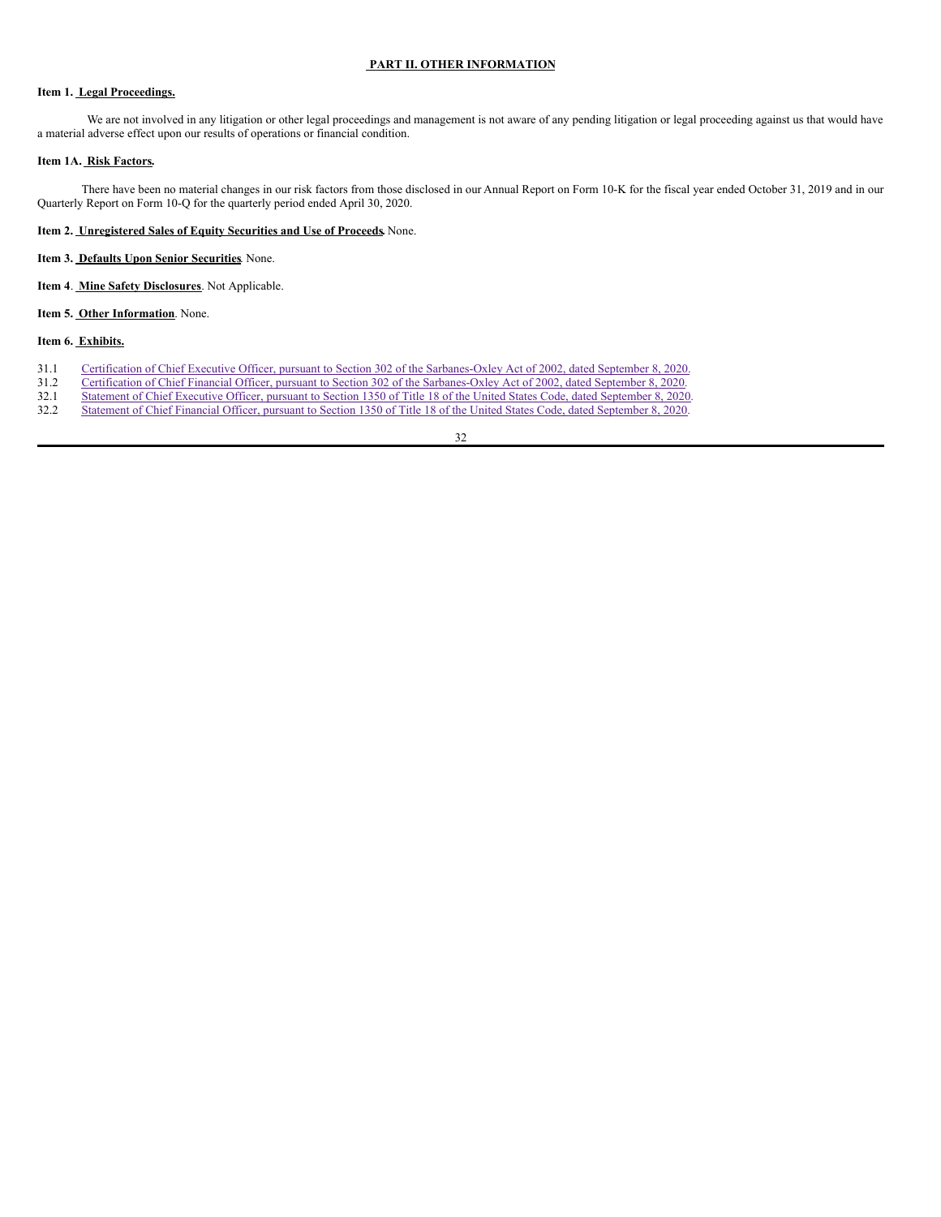## PART II. OTHER INFORMATION

**Item 1. Legal Proceedings.**

We are not involved in any litigation or other legal proceedings and management is not aware of any pending litigation or legal proceeding against us that would have a material adverse effect upon our results of operations or financial condition.

**Item 1A. Risk Factors.**

There have been no material changes in our risk factors from those disclosed in our Annual Report on Form 10-K for the fiscal year ended October 31, 2019 and in our Quarterly Report on Form 10-Q for the quarterly period ended April 30, 2020.

**Item 2. Unregistered Sales of Equity Securities and Use of Proceeds.** None.

**Item 3. Defaults Upon Senior Securities**. None.

**Item 4. Mine Safety Disclosures**. Not Applicable.

**Item 5. Other Information**. None.

**Item 6. Exhibits.**

31.1 Certification of Chief Executive Officer, pursuant to Section 302 of the Sarbanes-Oxley Act of 2002, dated September 8, 2020.
31.2 Certification of Chief Financial Officer, pursuant to Section 302 of the Sarbanes-Oxley Act of 2002, dated September 8, 2020.
32.1 Statement of Chief Executive Officer, pursuant to Section 1350 of Title 18 of the United States Code, dated September 8, 2020.
32.2 Statement of Chief Financial Officer, pursuant to Section 1350 of Title 18 of the United States Code, dated September 8, 2020.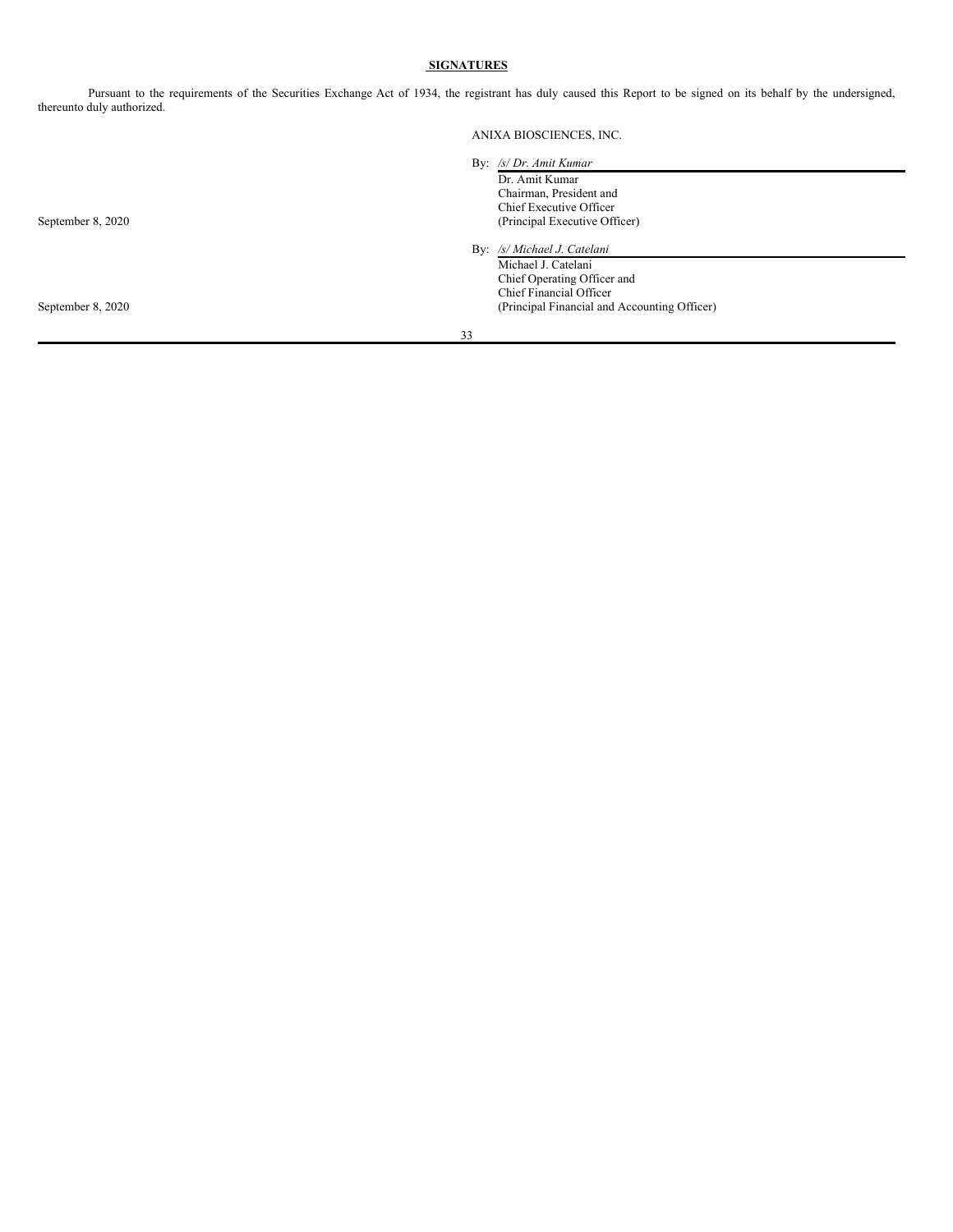## SIGNATURES

Pursuant to the requirements of the Securities Exchange Act of 1934, the registrant has duly caused this Report to be signed on its behalf by the undersigned, thereunto duly authorized.

ANIXA BIOSCIENCES, INC.

| | |
|---|---|
| September 8, 2020 | By: */s/ Dr. Amit Kumar*<br>Dr. Amit Kumar<br>Chairman, President and<br>Chief Executive Officer<br>(Principal Executive Officer) |
| September 8, 2020 | By: */s/ Michael J. Catelani*<br>Michael J. Catelani<br>Chief Operating Officer and<br>Chief Financial Officer<br>(Principal Financial and Accounting Officer) |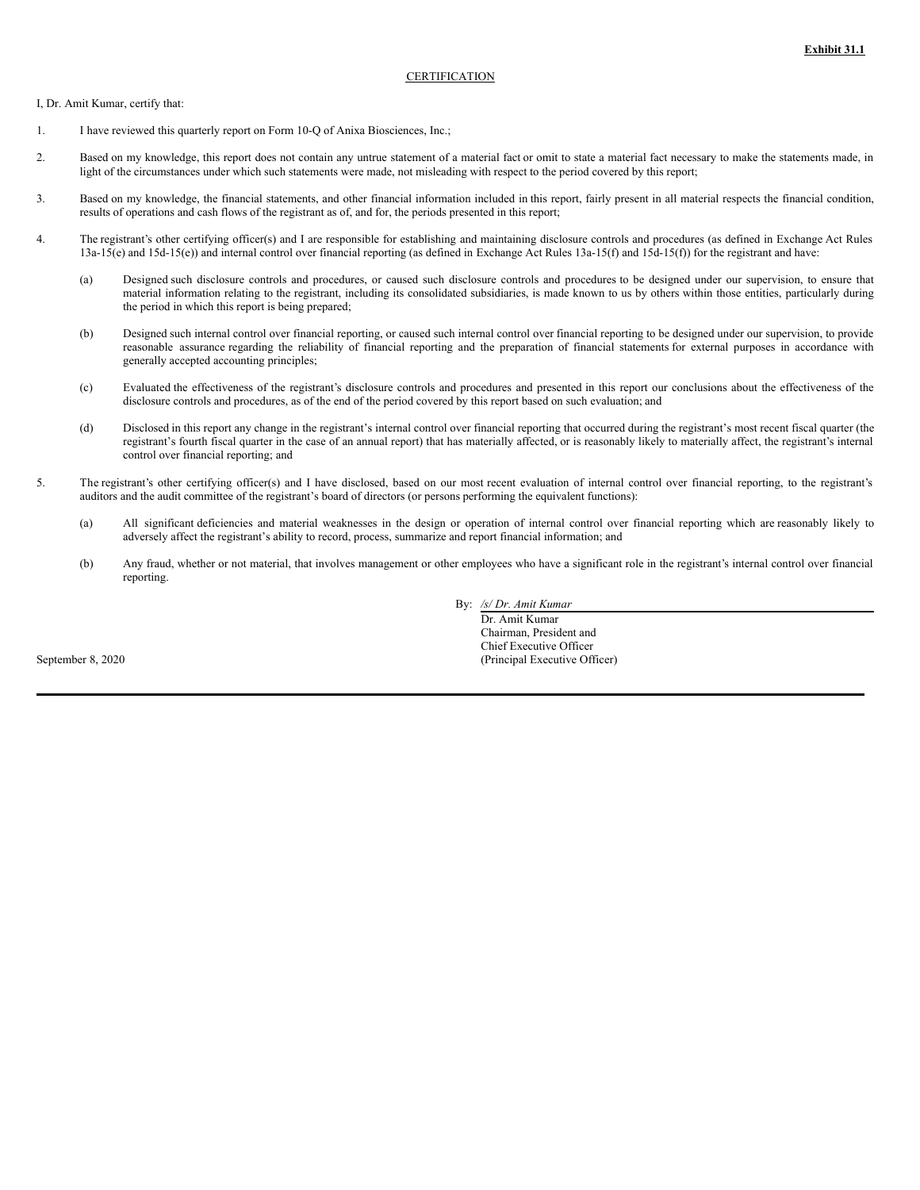**Exhibit 31.1**

CERTIFICATION

I, Dr. Amit Kumar, certify that:

1. I have reviewed this quarterly report on Form 10-Q of Anixa Biosciences, Inc.;

2. Based on my knowledge, this report does not contain any untrue statement of a material fact or omit to state a material fact necessary to make the statements made, in light of the circumstances under which such statements were made, not misleading with respect to the period covered by this report;

3. Based on my knowledge, the financial statements, and other financial information included in this report, fairly present in all material respects the financial condition, results of operations and cash flows of the registrant as of, and for, the periods presented in this report;

4. The registrant's other certifying officer(s) and I are responsible for establishing and maintaining disclosure controls and procedures (as defined in Exchange Act Rules 13a-15(e) and 15d-15(e)) and internal control over financial reporting (as defined in Exchange Act Rules 13a-15(f) and 15d-15(f)) for the registrant and have:

   (a) Designed such disclosure controls and procedures, or caused such disclosure controls and procedures to be designed under our supervision, to ensure that material information relating to the registrant, including its consolidated subsidiaries, is made known to us by others within those entities, particularly during the period in which this report is being prepared;

   (b) Designed such internal control over financial reporting, or caused such internal control over financial reporting to be designed under our supervision, to provide reasonable assurance regarding the reliability of financial reporting and the preparation of financial statements for external purposes in accordance with generally accepted accounting principles;

   (c) Evaluated the effectiveness of the registrant's disclosure controls and procedures and presented in this report our conclusions about the effectiveness of the disclosure controls and procedures, as of the end of the period covered by this report based on such evaluation; and

   (d) Disclosed in this report any change in the registrant's internal control over financial reporting that occurred during the registrant's most recent fiscal quarter (the registrant's fourth fiscal quarter in the case of an annual report) that has materially affected, or is reasonably likely to materially affect, the registrant's internal control over financial reporting; and

5. The registrant's other certifying officer(s) and I have disclosed, based on our most recent evaluation of internal control over financial reporting, to the registrant's auditors and the audit committee of the registrant's board of directors (or persons performing the equivalent functions):

   (a) All significant deficiencies and material weaknesses in the design or operation of internal control over financial reporting which are reasonably likely to adversely affect the registrant's ability to record, process, summarize and report financial information; and

   (b) Any fraud, whether or not material, that involves management or other employees who have a significant role in the registrant's internal control over financial reporting.

By: */s/ Dr. Amit Kumar*
Dr. Amit Kumar
Chairman, President and
Chief Executive Officer
(Principal Executive Officer)

September 8, 2020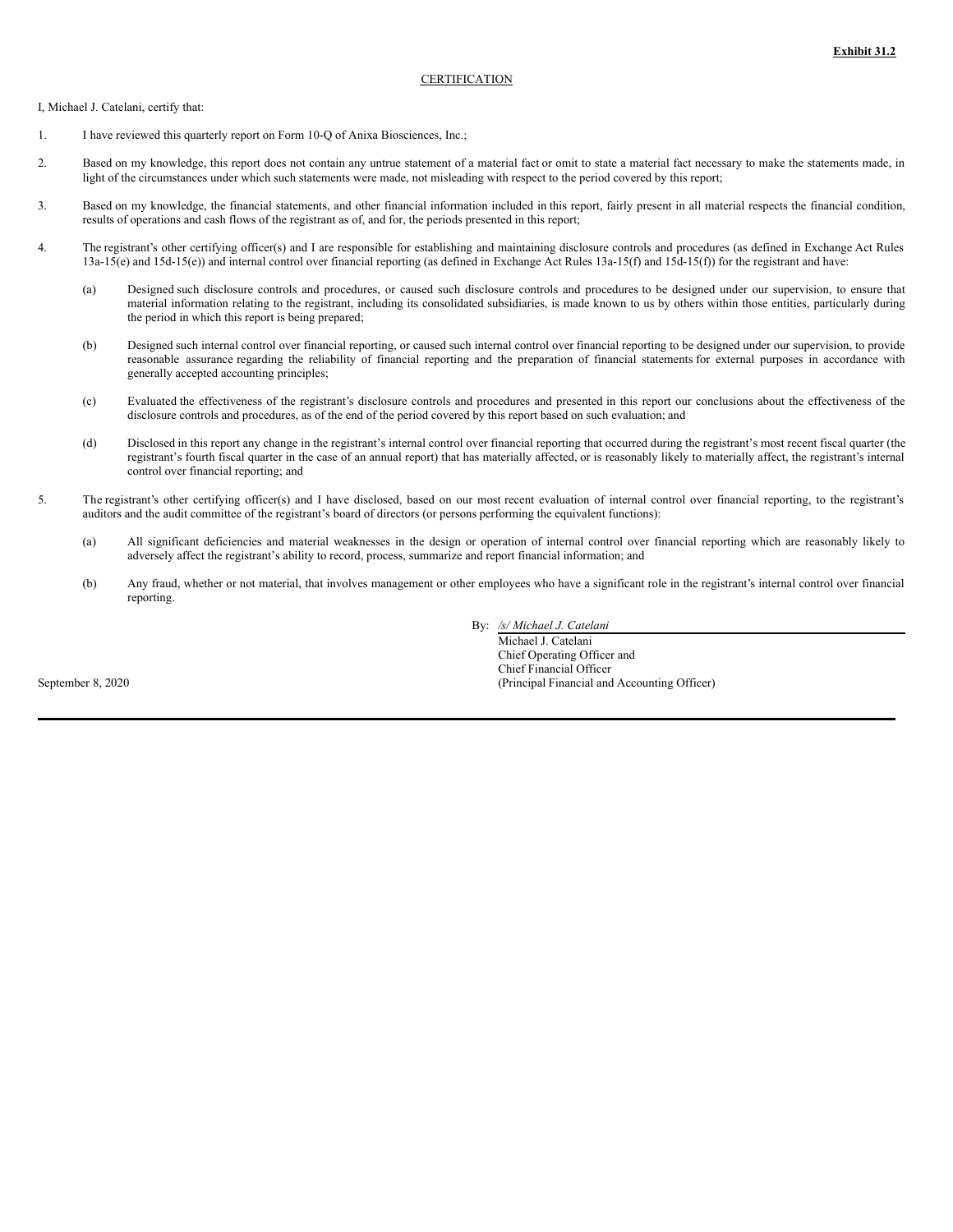**Exhibit 31.2**

CERTIFICATION

I, Michael J. Catelani, certify that:

1. I have reviewed this quarterly report on Form 10-Q of Anixa Biosciences, Inc.;

2. Based on my knowledge, this report does not contain any untrue statement of a material fact or omit to state a material fact necessary to make the statements made, in light of the circumstances under which such statements were made, not misleading with respect to the period covered by this report;

3. Based on my knowledge, the financial statements, and other financial information included in this report, fairly present in all material respects the financial condition, results of operations and cash flows of the registrant as of, and for, the periods presented in this report;

4. The registrant's other certifying officer(s) and I are responsible for establishing and maintaining disclosure controls and procedures (as defined in Exchange Act Rules 13a-15(e) and 15d-15(e)) and internal control over financial reporting (as defined in Exchange Act Rules 13a-15(f) and 15d-15(f)) for the registrant and have:

   (a) Designed such disclosure controls and procedures, or caused such disclosure controls and procedures to be designed under our supervision, to ensure that material information relating to the registrant, including its consolidated subsidiaries, is made known to us by others within those entities, particularly during the period in which this report is being prepared;

   (b) Designed such internal control over financial reporting, or caused such internal control over financial reporting to be designed under our supervision, to provide reasonable assurance regarding the reliability of financial reporting and the preparation of financial statements for external purposes in accordance with generally accepted accounting principles;

   (c) Evaluated the effectiveness of the registrant's disclosure controls and procedures and presented in this report our conclusions about the effectiveness of the disclosure controls and procedures, as of the end of the period covered by this report based on such evaluation; and

   (d) Disclosed in this report any change in the registrant's internal control over financial reporting that occurred during the registrant's most recent fiscal quarter (the registrant's fourth fiscal quarter in the case of an annual report) that has materially affected, or is reasonably likely to materially affect, the registrant's internal control over financial reporting; and

5. The registrant's other certifying officer(s) and I have disclosed, based on our most recent evaluation of internal control over financial reporting, to the registrant's auditors and the audit committee of the registrant's board of directors (or persons performing the equivalent functions):

   (a) All significant deficiencies and material weaknesses in the design or operation of internal control over financial reporting which are reasonably likely to adversely affect the registrant's ability to record, process, summarize and report financial information; and

   (b) Any fraud, whether or not material, that involves management or other employees who have a significant role in the registrant's internal control over financial reporting.

By: */s/ Michael J. Catelani*
Michael J. Catelani
Chief Operating Officer and
Chief Financial Officer
(Principal Financial and Accounting Officer)

September 8, 2020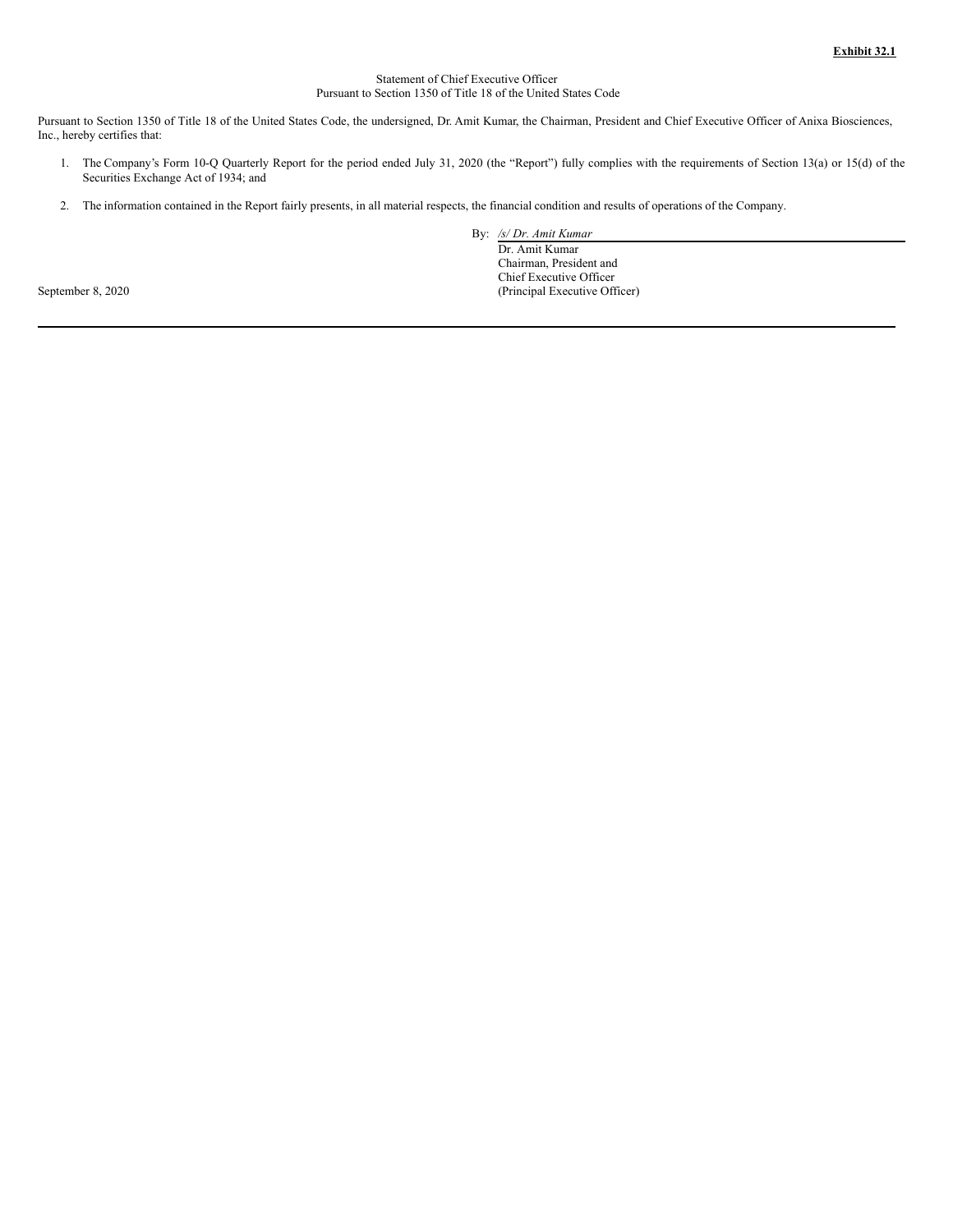**Exhibit 32.1**

Statement of Chief Executive Officer
Pursuant to Section 1350 of Title 18 of the United States Code

Pursuant to Section 1350 of Title 18 of the United States Code, the undersigned, Dr. Amit Kumar, the Chairman, President and Chief Executive Officer of Anixa Biosciences, Inc., hereby certifies that:

1. The Company's Form 10-Q Quarterly Report for the period ended July 31, 2020 (the "Report") fully complies with the requirements of Section 13(a) or 15(d) of the Securities Exchange Act of 1934; and

2. The information contained in the Report fairly presents, in all material respects, the financial condition and results of operations of the Company.

By: */s/ Dr. Amit Kumar*
Dr. Amit Kumar
Chairman, President and
Chief Executive Officer
(Principal Executive Officer)

September 8, 2020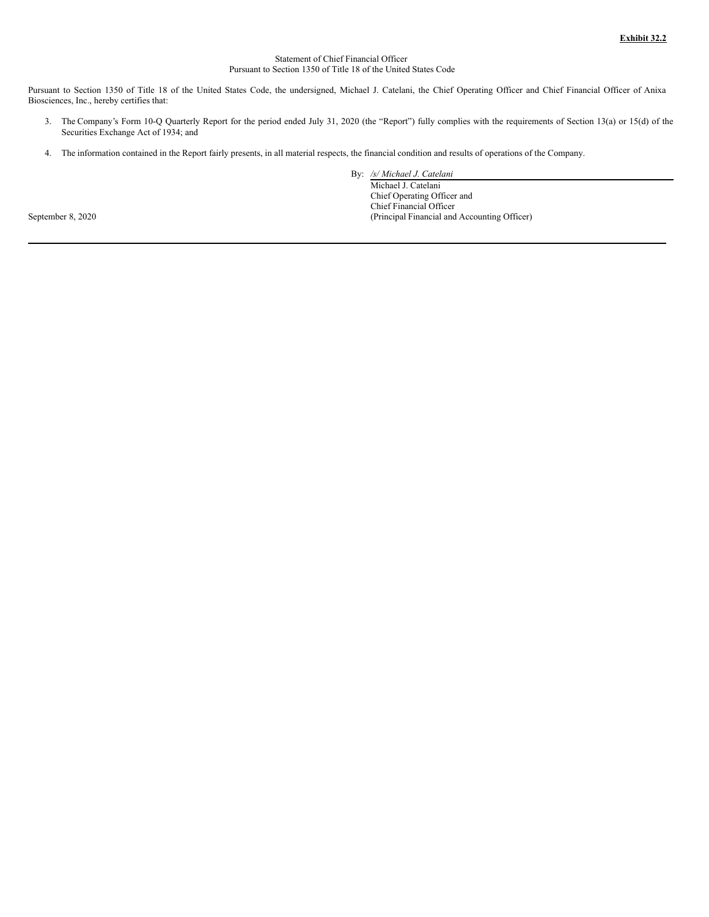**Exhibit 32.2**

Statement of Chief Financial Officer
Pursuant to Section 1350 of Title 18 of the United States Code

Pursuant to Section 1350 of Title 18 of the United States Code, the undersigned, Michael J. Catelani, the Chief Operating Officer and Chief Financial Officer of Anixa Biosciences, Inc., hereby certifies that:

3. The Company's Form 10-Q Quarterly Report for the period ended July 31, 2020 (the "Report") fully complies with the requirements of Section 13(a) or 15(d) of the Securities Exchange Act of 1934; and

4. The information contained in the Report fairly presents, in all material respects, the financial condition and results of operations of the Company.

By: */s/ Michael J. Catelani*
Michael J. Catelani
Chief Operating Officer and
Chief Financial Officer
(Principal Financial and Accounting Officer)

September 8, 2020